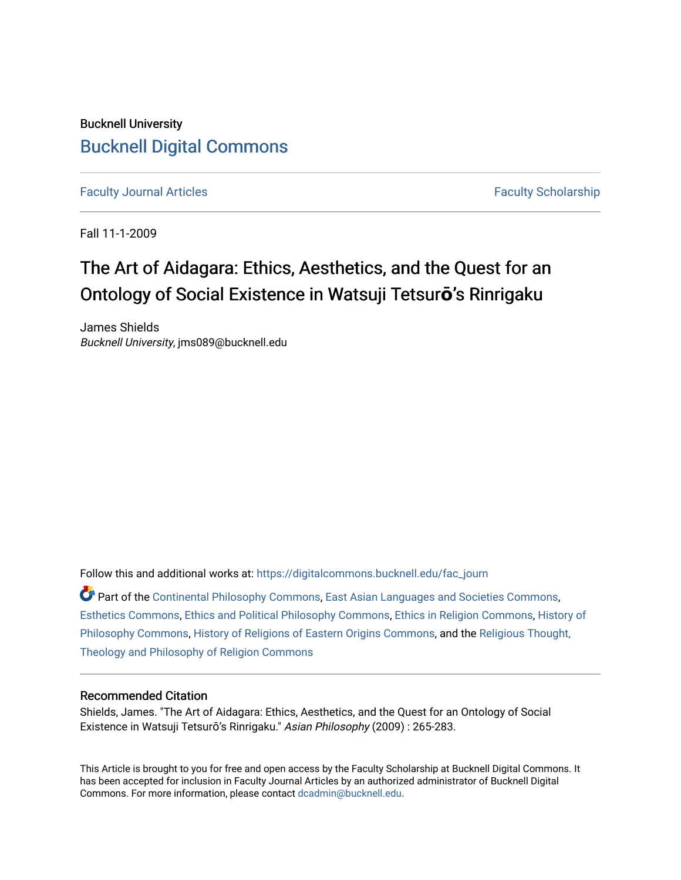Bucknell University

# Bucknell Digital Commons

Faculty Journal Articles | Faculty Scholarship

Fall 11-1-2009

# The Art of Aidagara: Ethics, Aesthetics, and the Quest for an Ontology of Social Existence in Watsuji Tetsurō's Rinrigaku

James Shields
*Bucknell University*, jms089@bucknell.edu

Follow this and additional works at: https://digitalcommons.bucknell.edu/fac_journ

Part of the Continental Philosophy Commons, East Asian Languages and Societies Commons, Esthetics Commons, Ethics and Political Philosophy Commons, Ethics in Religion Commons, History of Philosophy Commons, History of Religions of Eastern Origins Commons, and the Religious Thought, Theology and Philosophy of Religion Commons

## Recommended Citation

Shields, James. "The Art of Aidagara: Ethics, Aesthetics, and the Quest for an Ontology of Social Existence in Watsuji Tetsurō's Rinrigaku." *Asian Philosophy* (2009) : 265-283.

This Article is brought to you for free and open access by the Faculty Scholarship at Bucknell Digital Commons. It has been accepted for inclusion in Faculty Journal Articles by an authorized administrator of Bucknell Digital Commons. For more information, please contact dcadmin@bucknell.edu.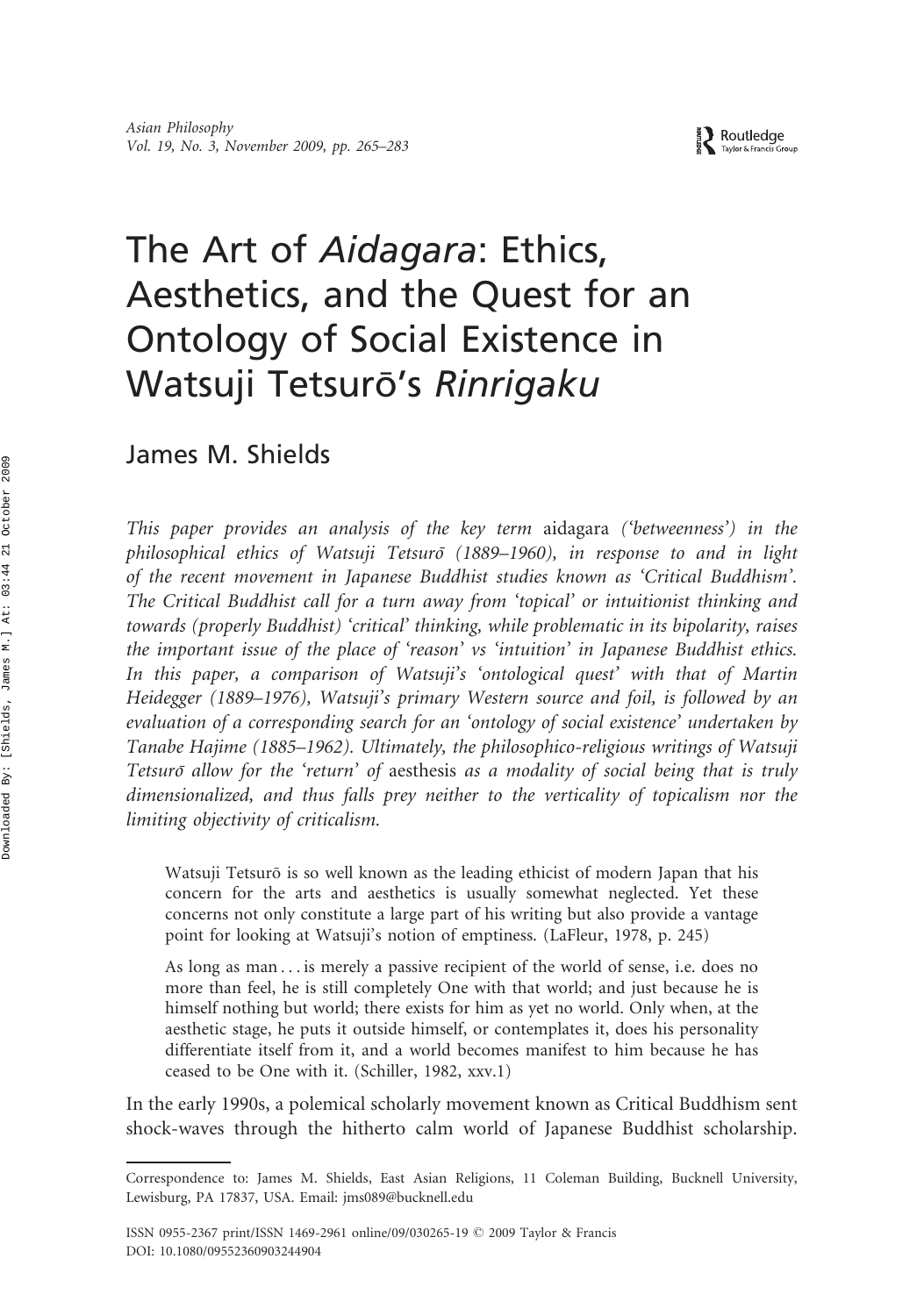# The Art of *Aidagara*: Ethics, Aesthetics, and the Quest for an Ontology of Social Existence in Watsuji Tetsurō's *Rinrigaku*

James M. Shields

*This paper provides an analysis of the key term* aidagara *('betweenness') in the philosophical ethics of Watsuji Tetsurō (1889–1960), in response to and in light of the recent movement in Japanese Buddhist studies known as 'Critical Buddhism'. The Critical Buddhist call for a turn away from 'topical' or intuitionist thinking and towards (properly Buddhist) 'critical' thinking, while problematic in its bipolarity, raises the important issue of the place of 'reason' vs 'intuition' in Japanese Buddhist ethics. In this paper, a comparison of Watsuji's 'ontological quest' with that of Martin Heidegger (1889–1976), Watsuji's primary Western source and foil, is followed by an evaluation of a corresponding search for an 'ontology of social existence' undertaken by Tanabe Hajime (1885–1962). Ultimately, the philosophico-religious writings of Watsuji Tetsurō allow for the 'return' of* aesthesis *as a modality of social being that is truly dimensionalized, and thus falls prey neither to the verticality of topicalism nor the limiting objectivity of criticalism.*

> Watsuji Tetsurō is so well known as the leading ethicist of modern Japan that his concern for the arts and aesthetics is usually somewhat neglected. Yet these concerns not only constitute a large part of his writing but also provide a vantage point for looking at Watsuji's notion of emptiness. (LaFleur, 1978, p. 245)

> As long as man ... is merely a passive recipient of the world of sense, i.e. does no more than feel, he is still completely One with that world; and just because he is himself nothing but world; there exists for him as yet no world. Only when, at the aesthetic stage, he puts it outside himself, or contemplates it, does his personality differentiate itself from it, and a world becomes manifest to him because he has ceased to be One with it. (Schiller, 1982, xxv.1)

In the early 1990s, a polemical scholarly movement known as Critical Buddhism sent shock-waves through the hitherto calm world of Japanese Buddhist scholarship.

---

Correspondence to: James M. Shields, East Asian Religions, 11 Coleman Building, Bucknell University, Lewisburg, PA 17837, USA. Email: jms089@bucknell.edu

ISSN 0955-2367 print/ISSN 1469-2961 online/09/030265-19 © 2009 Taylor & Francis
DOI: 10.1080/09552360903244904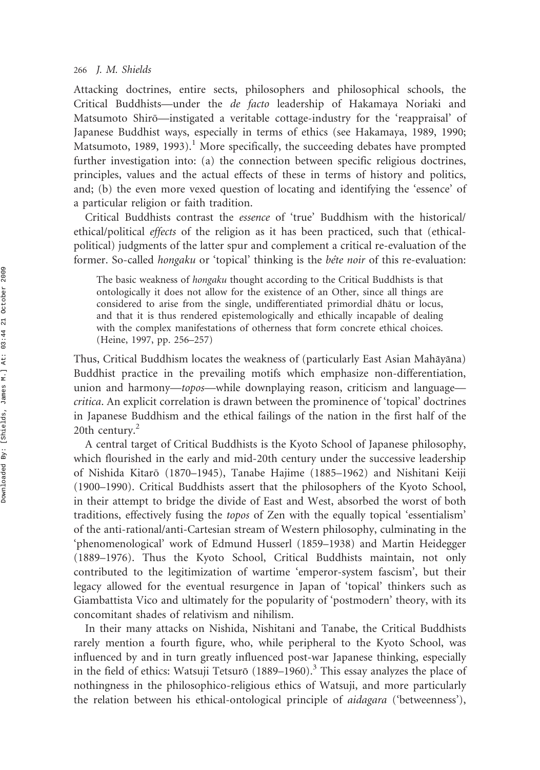Attacking doctrines, entire sects, philosophers and philosophical schools, the Critical Buddhists—under the *de facto* leadership of Hakamaya Noriaki and Matsumoto Shirō—instigated a veritable cottage-industry for the 'reappraisal' of Japanese Buddhist ways, especially in terms of ethics (see Hakamaya, 1989, 1990; Matsumoto, 1989, 1993).[1] More specifically, the succeeding debates have prompted further investigation into: (a) the connection between specific religious doctrines, principles, values and the actual effects of these in terms of history and politics, and; (b) the even more vexed question of locating and identifying the 'essence' of a particular religion or faith tradition.

Critical Buddhists contrast the *essence* of 'true' Buddhism with the historical/ethical/political *effects* of the religion as it has been practiced, such that (ethical-political) judgments of the latter spur and complement a critical re-evaluation of the former. So-called *hongaku* or 'topical' thinking is the *bête noir* of this re-evaluation:

> The basic weakness of *hongaku* thought according to the Critical Buddhists is that ontologically it does not allow for the existence of an Other, since all things are considered to arise from the single, undifferentiated primordial dhātu or locus, and that it is thus rendered epistemologically and ethically incapable of dealing with the complex manifestations of otherness that form concrete ethical choices. (Heine, 1997, pp. 256–257)

Thus, Critical Buddhism locates the weakness of (particularly East Asian Mahāyāna) Buddhist practice in the prevailing motifs which emphasize non-differentiation, union and harmony—*topos*—while downplaying reason, criticism and language—*critica*. An explicit correlation is drawn between the prominence of 'topical' doctrines in Japanese Buddhism and the ethical failings of the nation in the first half of the 20th century.[2]

A central target of Critical Buddhists is the Kyoto School of Japanese philosophy, which flourished in the early and mid-20th century under the successive leadership of Nishida Kitarō (1870–1945), Tanabe Hajime (1885–1962) and Nishitani Keiji (1900–1990). Critical Buddhists assert that the philosophers of the Kyoto School, in their attempt to bridge the divide of East and West, absorbed the worst of both traditions, effectively fusing the *topos* of Zen with the equally topical 'essentialism' of the anti-rational/anti-Cartesian stream of Western philosophy, culminating in the 'phenomenological' work of Edmund Husserl (1859–1938) and Martin Heidegger (1889–1976). Thus the Kyoto School, Critical Buddhists maintain, not only contributed to the legitimization of wartime 'emperor-system fascism', but their legacy allowed for the eventual resurgence in Japan of 'topical' thinkers such as Giambattista Vico and ultimately for the popularity of 'postmodern' theory, with its concomitant shades of relativism and nihilism.

In their many attacks on Nishida, Nishitani and Tanabe, the Critical Buddhists rarely mention a fourth figure, who, while peripheral to the Kyoto School, was influenced by and in turn greatly influenced post-war Japanese thinking, especially in the field of ethics: Watsuji Tetsurō (1889–1960).[3] This essay analyzes the place of nothingness in the philosophico-religious ethics of Watsuji, and more particularly the relation between his ethical-ontological principle of *aidagara* ('betweenness'),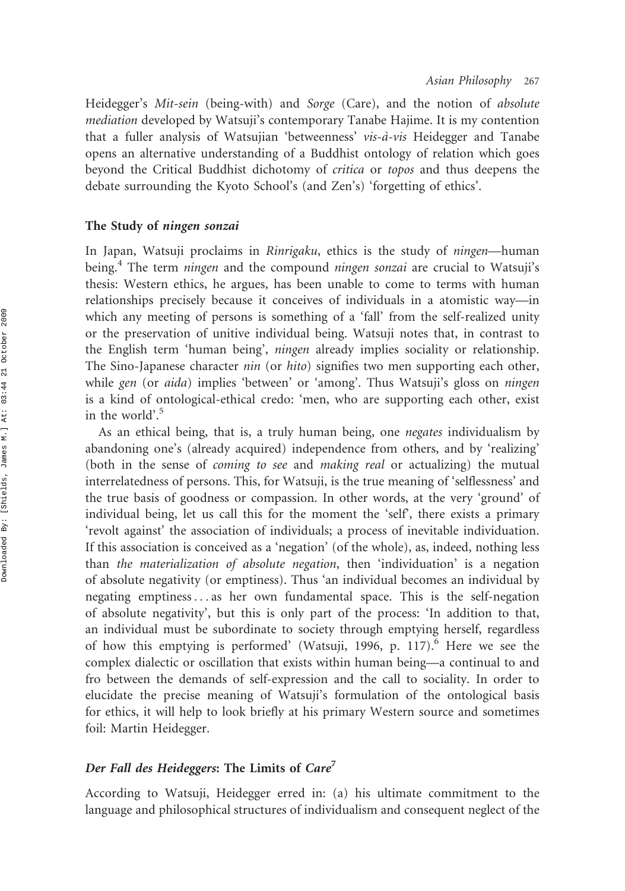Heidegger's *Mit-sein* (being-with) and *Sorge* (Care), and the notion of *absolute mediation* developed by Watsuji's contemporary Tanabe Hajime. It is my contention that a fuller analysis of Watsujian 'betweenness' *vis-à-vis* Heidegger and Tanabe opens an alternative understanding of a Buddhist ontology of relation which goes beyond the Critical Buddhist dichotomy of *critica* or *topos* and thus deepens the debate surrounding the Kyoto School's (and Zen's) 'forgetting of ethics'.

### The Study of *ningen sonzai*

In Japan, Watsuji proclaims in *Rinrigaku*, ethics is the study of *ningen*—human being.[4] The term *ningen* and the compound *ningen sonzai* are crucial to Watsuji's thesis: Western ethics, he argues, has been unable to come to terms with human relationships precisely because it conceives of individuals in a atomistic way—in which any meeting of persons is something of a 'fall' from the self-realized unity or the preservation of unitive individual being. Watsuji notes that, in contrast to the English term 'human being', *ningen* already implies sociality or relationship. The Sino-Japanese character *nin* (or *hito*) signifies two men supporting each other, while *gen* (or *aida*) implies 'between' or 'among'. Thus Watsuji's gloss on *ningen* is a kind of ontological-ethical credo: 'men, who are supporting each other, exist in the world'.[5]

As an ethical being, that is, a truly human being, one *negates* individualism by abandoning one's (already acquired) independence from others, and by 'realizing' (both in the sense of *coming to see* and *making real* or actualizing) the mutual interrelatedness of persons. This, for Watsuji, is the true meaning of 'selflessness' and the true basis of goodness or compassion. In other words, at the very 'ground' of individual being, let us call this for the moment the 'self', there exists a primary 'revolt against' the association of individuals; a process of inevitable individuation. If this association is conceived as a 'negation' (of the whole), as, indeed, nothing less than *the materialization of absolute negation*, then 'individuation' is a negation of absolute negativity (or emptiness). Thus 'an individual becomes an individual by negating emptiness . . . as her own fundamental space. This is the self-negation of absolute negativity', but this is only part of the process: 'In addition to that, an individual must be subordinate to society through emptying herself, regardless of how this emptying is performed' (Watsuji, 1996, p. 117).[6] Here we see the complex dialectic or oscillation that exists within human being—a continual to and fro between the demands of self-expression and the call to sociality. In order to elucidate the precise meaning of Watsuji's formulation of the ontological basis for ethics, it will help to look briefly at his primary Western source and sometimes foil: Martin Heidegger.

### *Der Fall des Heideggers*: The Limits of *Care*[7]

According to Watsuji, Heidegger erred in: (a) his ultimate commitment to the language and philosophical structures of individualism and consequent neglect of the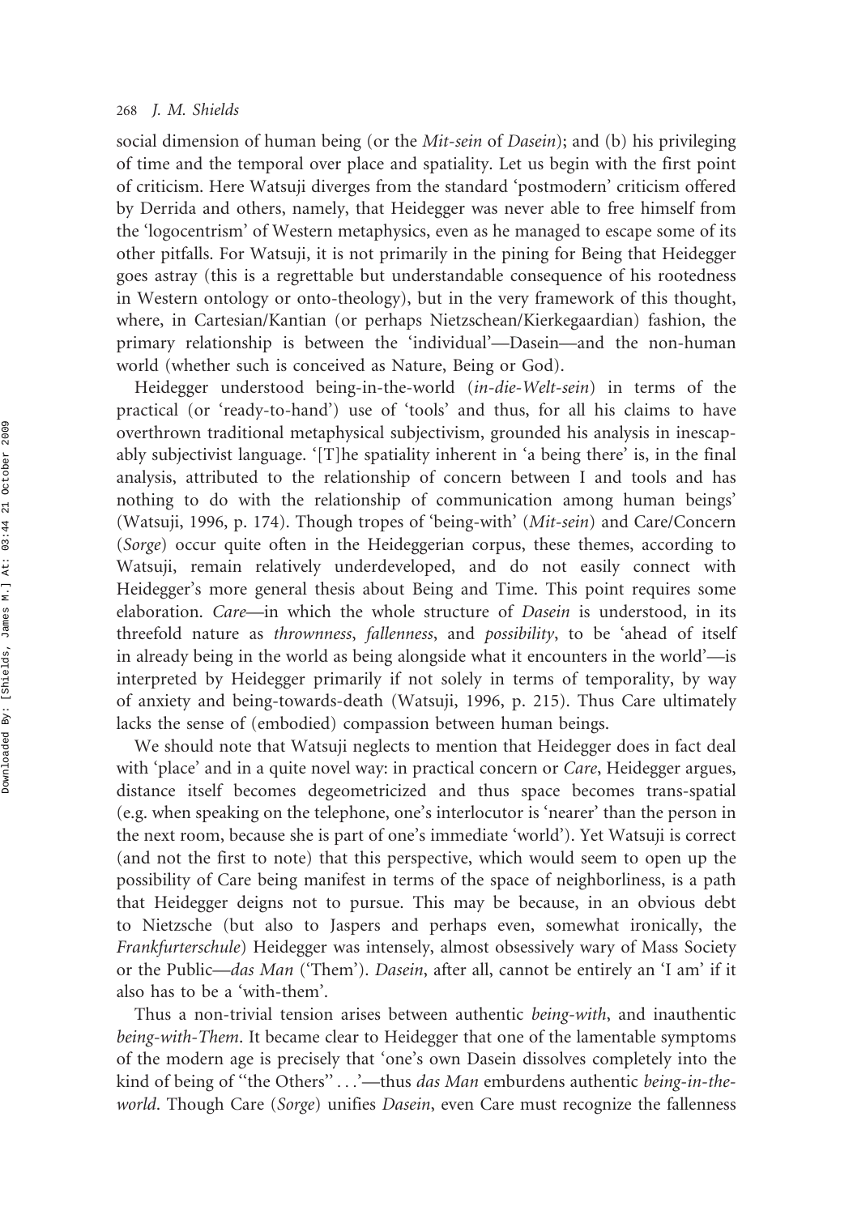social dimension of human being (or the *Mit-sein* of *Dasein*); and (b) his privileging of time and the temporal over place and spatiality. Let us begin with the first point of criticism. Here Watsuji diverges from the standard 'postmodern' criticism offered by Derrida and others, namely, that Heidegger was never able to free himself from the 'logocentrism' of Western metaphysics, even as he managed to escape some of its other pitfalls. For Watsuji, it is not primarily in the pining for Being that Heidegger goes astray (this is a regrettable but understandable consequence of his rootedness in Western ontology or onto-theology), but in the very framework of this thought, where, in Cartesian/Kantian (or perhaps Nietzschean/Kierkegaardian) fashion, the primary relationship is between the 'individual'—Dasein—and the non-human world (whether such is conceived as Nature, Being or God).

Heidegger understood being-in-the-world (*in-die-Welt-sein*) in terms of the practical (or 'ready-to-hand') use of 'tools' and thus, for all his claims to have overthrown traditional metaphysical subjectivism, grounded his analysis in inescapably subjectivist language. '[T]he spatiality inherent in 'a being there' is, in the final analysis, attributed to the relationship of concern between I and tools and has nothing to do with the relationship of communication among human beings' (Watsuji, 1996, p. 174). Though tropes of 'being-with' (*Mit-sein*) and Care/Concern (*Sorge*) occur quite often in the Heideggerian corpus, these themes, according to Watsuji, remain relatively underdeveloped, and do not easily connect with Heidegger's more general thesis about Being and Time. This point requires some elaboration. *Care*—in which the whole structure of *Dasein* is understood, in its threefold nature as *thrownness*, *fallenness*, and *possibility*, to be 'ahead of itself in already being in the world as being alongside what it encounters in the world'—is interpreted by Heidegger primarily if not solely in terms of temporality, by way of anxiety and being-towards-death (Watsuji, 1996, p. 215). Thus Care ultimately lacks the sense of (embodied) compassion between human beings.

We should note that Watsuji neglects to mention that Heidegger does in fact deal with 'place' and in a quite novel way: in practical concern or *Care*, Heidegger argues, distance itself becomes degeometricized and thus space becomes trans-spatial (e.g. when speaking on the telephone, one's interlocutor is 'nearer' than the person in the next room, because she is part of one's immediate 'world'). Yet Watsuji is correct (and not the first to note) that this perspective, which would seem to open up the possibility of Care being manifest in terms of the space of neighborliness, is a path that Heidegger deigns not to pursue. This may be because, in an obvious debt to Nietzsche (but also to Jaspers and perhaps even, somewhat ironically, the *Frankfurterschule*) Heidegger was intensely, almost obsessively wary of Mass Society or the Public—*das Man* ('Them'). *Dasein*, after all, cannot be entirely an 'I am' if it also has to be a 'with-them'.

Thus a non-trivial tension arises between authentic *being-with*, and inauthentic *being-with-Them*. It became clear to Heidegger that one of the lamentable symptoms of the modern age is precisely that 'one's own Dasein dissolves completely into the kind of being of "the Others" ...'—thus *das Man* emburdens authentic *being-in-the-world*. Though Care (*Sorge*) unifies *Dasein*, even Care must recognize the fallenness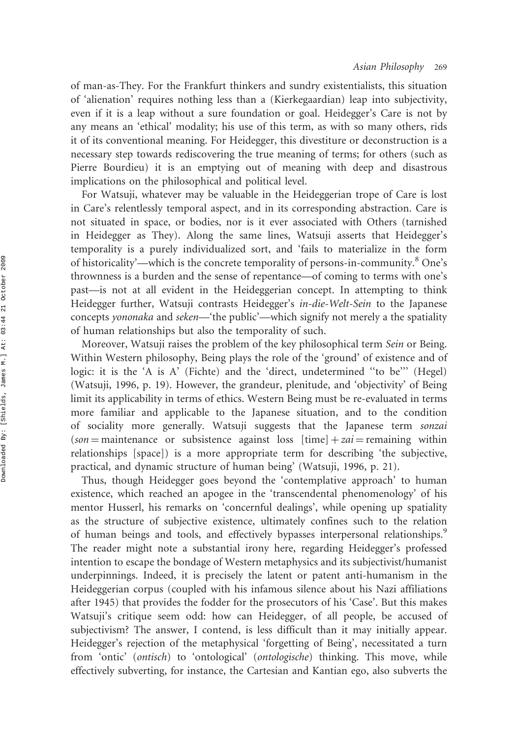of man-as-They. For the Frankfurt thinkers and sundry existentialists, this situation of 'alienation' requires nothing less than a (Kierkegaardian) leap into subjectivity, even if it is a leap without a sure foundation or goal. Heidegger's Care is not by any means an 'ethical' modality; his use of this term, as with so many others, rids it of its conventional meaning. For Heidegger, this divestiture or deconstruction is a necessary step towards rediscovering the true meaning of terms; for others (such as Pierre Bourdieu) it is an emptying out of meaning with deep and disastrous implications on the philosophical and political level.

For Watsuji, whatever may be valuable in the Heideggerian trope of Care is lost in Care's relentlessly temporal aspect, and in its corresponding abstraction. Care is not situated in space, or bodies, nor is it ever associated with Others (tarnished in Heidegger as They). Along the same lines, Watsuji asserts that Heidegger's temporality is a purely individualized sort, and 'fails to materialize in the form of historicality'—which is the concrete temporality of persons-in-community.[8] One's thrownness is a burden and the sense of repentance—of coming to terms with one's past—is not at all evident in the Heideggerian concept. In attempting to think Heidegger further, Watsuji contrasts Heidegger's *in-die-Welt-Sein* to the Japanese concepts *yononaka* and *seken*—'the public'—which signify not merely a the spatiality of human relationships but also the temporality of such.

Moreover, Watsuji raises the problem of the key philosophical term *Sein* or Being. Within Western philosophy, Being plays the role of the 'ground' of existence and of logic: it is the 'A is A' (Fichte) and the 'direct, undetermined "to be"' (Hegel) (Watsuji, 1996, p. 19). However, the grandeur, plenitude, and 'objectivity' of Being limit its applicability in terms of ethics. Western Being must be re-evaluated in terms more familiar and applicable to the Japanese situation, and to the condition of sociality more generally. Watsuji suggests that the Japanese term *sonzai* (*son* = maintenance or subsistence against loss [time] + *zai* = remaining within relationships [space]) is a more appropriate term for describing 'the subjective, practical, and dynamic structure of human being' (Watsuji, 1996, p. 21).

Thus, though Heidegger goes beyond the 'contemplative approach' to human existence, which reached an apogee in the 'transcendental phenomenology' of his mentor Husserl, his remarks on 'concernful dealings', while opening up spatiality as the structure of subjective existence, ultimately confines such to the relation of human beings and tools, and effectively bypasses interpersonal relationships.[9] The reader might note a substantial irony here, regarding Heidegger's professed intention to escape the bondage of Western metaphysics and its subjectivist/humanist underpinnings. Indeed, it is precisely the latent or patent anti-humanism in the Heideggerian corpus (coupled with his infamous silence about his Nazi affiliations after 1945) that provides the fodder for the prosecutors of his 'Case'. But this makes Watsuji's critique seem odd: how can Heidegger, of all people, be accused of subjectivism? The answer, I contend, is less difficult than it may initially appear. Heidegger's rejection of the metaphysical 'forgetting of Being', necessitated a turn from 'ontic' (*ontisch*) to 'ontological' (*ontologische*) thinking. This move, while effectively subverting, for instance, the Cartesian and Kantian ego, also subverts the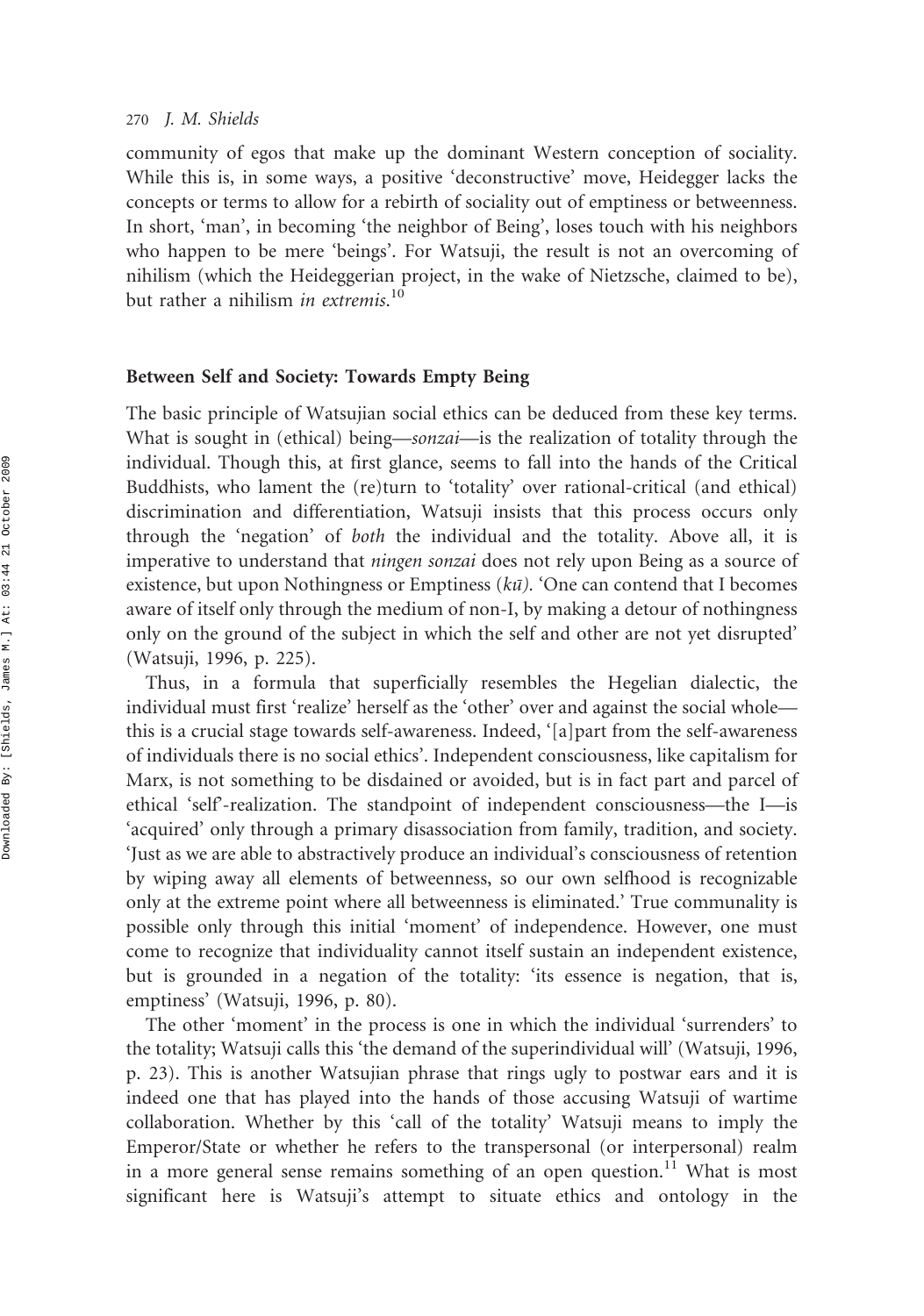community of egos that make up the dominant Western conception of sociality. While this is, in some ways, a positive 'deconstructive' move, Heidegger lacks the concepts or terms to allow for a rebirth of sociality out of emptiness or betweenness. In short, 'man', in becoming 'the neighbor of Being', loses touch with his neighbors who happen to be mere 'beings'. For Watsuji, the result is not an overcoming of nihilism (which the Heideggerian project, in the wake of Nietzsche, claimed to be), but rather a nihilism *in extremis*.[10]

## Between Self and Society: Towards Empty Being

The basic principle of Watsujian social ethics can be deduced from these key terms. What is sought in (ethical) being—*sonzai*—is the realization of totality through the individual. Though this, at first glance, seems to fall into the hands of the Critical Buddhists, who lament the (re)turn to 'totality' over rational-critical (and ethical) discrimination and differentiation, Watsuji insists that this process occurs only through the 'negation' of *both* the individual and the totality. Above all, it is imperative to understand that *ningen sonzai* does not rely upon Being as a source of existence, but upon Nothingness or Emptiness (*kū*). 'One can contend that I becomes aware of itself only through the medium of non-I, by making a detour of nothingness only on the ground of the subject in which the self and other are not yet disrupted' (Watsuji, 1996, p. 225).

Thus, in a formula that superficially resembles the Hegelian dialectic, the individual must first 'realize' herself as the 'other' over and against the social whole—this is a crucial stage towards self-awareness. Indeed, '[a]part from the self-awareness of individuals there is no social ethics'. Independent consciousness, like capitalism for Marx, is not something to be disdained or avoided, but is in fact part and parcel of ethical 'self'-realization. The standpoint of independent consciousness—the I—is 'acquired' only through a primary disassociation from family, tradition, and society. 'Just as we are able to abstractively produce an individual's consciousness of retention by wiping away all elements of betweenness, so our own selfhood is recognizable only at the extreme point where all betweenness is eliminated.' True communality is possible only through this initial 'moment' of independence. However, one must come to recognize that individuality cannot itself sustain an independent existence, but is grounded in a negation of the totality: 'its essence is negation, that is, emptiness' (Watsuji, 1996, p. 80).

The other 'moment' in the process is one in which the individual 'surrenders' to the totality; Watsuji calls this 'the demand of the superindividual will' (Watsuji, 1996, p. 23). This is another Watsujian phrase that rings ugly to postwar ears and it is indeed one that has played into the hands of those accusing Watsuji of wartime collaboration. Whether by this 'call of the totality' Watsuji means to imply the Emperor/State or whether he refers to the transpersonal (or interpersonal) realm in a more general sense remains something of an open question.[11] What is most significant here is Watsuji's attempt to situate ethics and ontology in the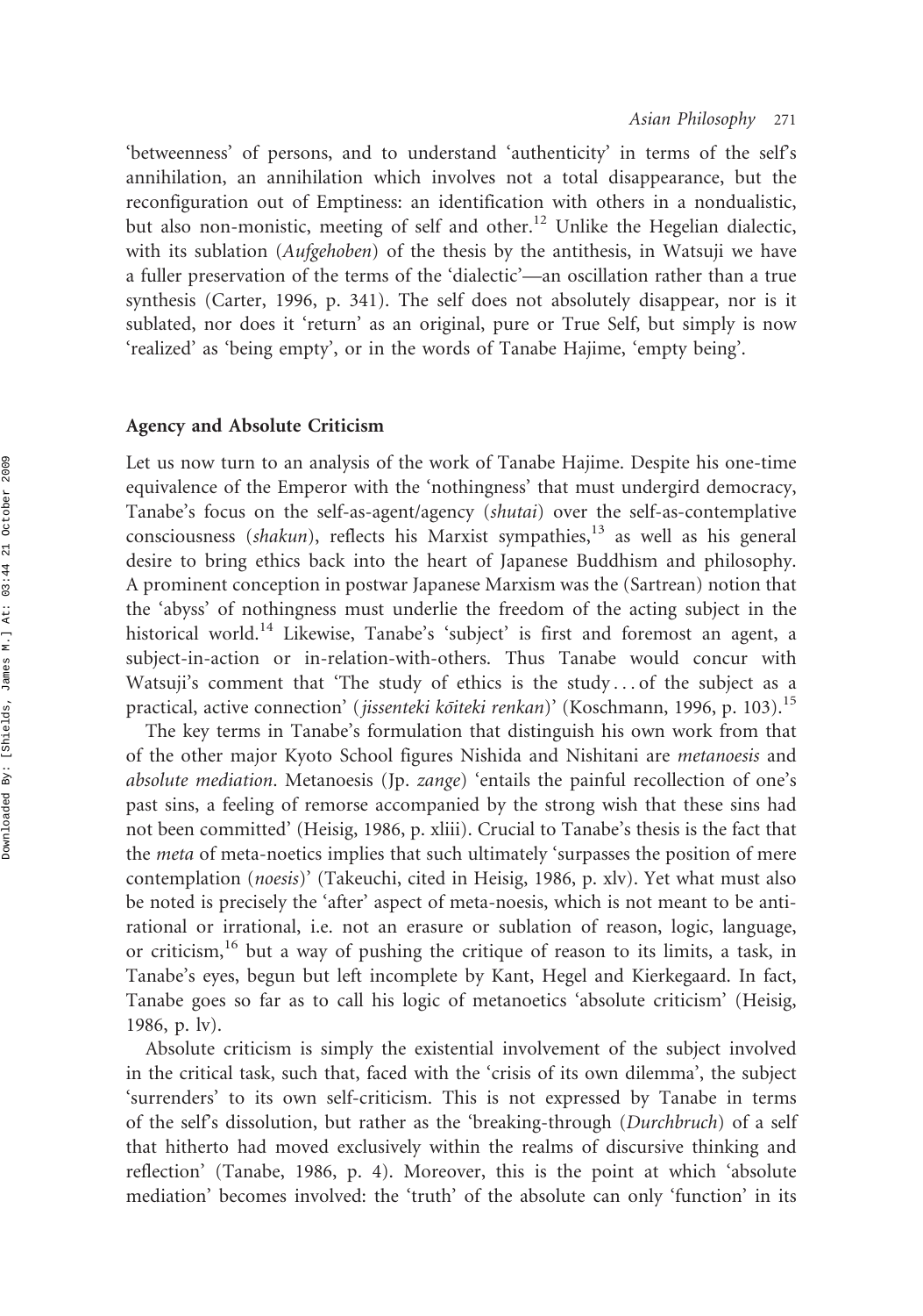'betweenness' of persons, and to understand 'authenticity' in terms of the self's annihilation, an annihilation which involves not a total disappearance, but the reconfiguration out of Emptiness: an identification with others in a nondualistic, but also non-monistic, meeting of self and other.[12] Unlike the Hegelian dialectic, with its sublation (*Aufgehoben*) of the thesis by the antithesis, in Watsuji we have a fuller preservation of the terms of the 'dialectic'—an oscillation rather than a true synthesis (Carter, 1996, p. 341). The self does not absolutely disappear, nor is it sublated, nor does it 'return' as an original, pure or True Self, but simply is now 'realized' as 'being empty', or in the words of Tanabe Hajime, 'empty being'.

## Agency and Absolute Criticism

Let us now turn to an analysis of the work of Tanabe Hajime. Despite his one-time equivalence of the Emperor with the 'nothingness' that must undergird democracy, Tanabe's focus on the self-as-agent/agency (*shutai*) over the self-as-contemplative consciousness (*shakun*), reflects his Marxist sympathies,[13] as well as his general desire to bring ethics back into the heart of Japanese Buddhism and philosophy. A prominent conception in postwar Japanese Marxism was the (Sartrean) notion that the 'abyss' of nothingness must underlie the freedom of the acting subject in the historical world.[14] Likewise, Tanabe's 'subject' is first and foremost an agent, a subject-in-action or in-relation-with-others. Thus Tanabe would concur with Watsuji's comment that 'The study of ethics is the study . . . of the subject as a practical, active connection' (*jissenteki kōiteki renkan*)' (Koschmann, 1996, p. 103).[15]

The key terms in Tanabe's formulation that distinguish his own work from that of the other major Kyoto School figures Nishida and Nishitani are *metanoesis* and *absolute mediation*. Metanoesis (Jp. *zange*) 'entails the painful recollection of one's past sins, a feeling of remorse accompanied by the strong wish that these sins had not been committed' (Heisig, 1986, p. xliii). Crucial to Tanabe's thesis is the fact that the *meta* of meta-noetics implies that such ultimately 'surpasses the position of mere contemplation (*noesis*)' (Takeuchi, cited in Heisig, 1986, p. xlv). Yet what must also be noted is precisely the 'after' aspect of meta-noesis, which is not meant to be anti-rational or irrational, i.e. not an erasure or sublation of reason, logic, language, or criticism,[16] but a way of pushing the critique of reason to its limits, a task, in Tanabe's eyes, begun but left incomplete by Kant, Hegel and Kierkegaard. In fact, Tanabe goes so far as to call his logic of metanoetics 'absolute criticism' (Heisig, 1986, p. lv).

Absolute criticism is simply the existential involvement of the subject involved in the critical task, such that, faced with the 'crisis of its own dilemma', the subject 'surrenders' to its own self-criticism. This is not expressed by Tanabe in terms of the self's dissolution, but rather as the 'breaking-through (*Durchbruch*) of a self that hitherto had moved exclusively within the realms of discursive thinking and reflection' (Tanabe, 1986, p. 4). Moreover, this is the point at which 'absolute mediation' becomes involved: the 'truth' of the absolute can only 'function' in its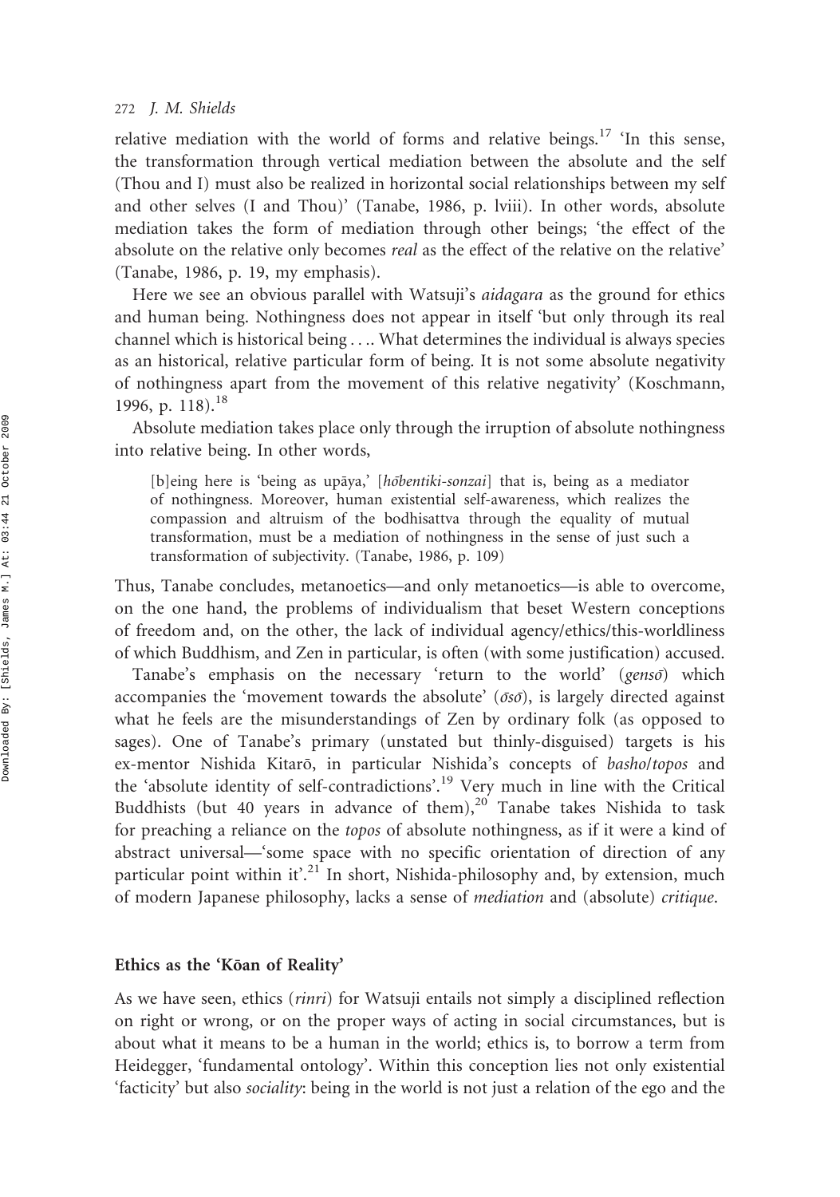relative mediation with the world of forms and relative beings.[17] 'In this sense, the transformation through vertical mediation between the absolute and the self (Thou and I) must also be realized in horizontal social relationships between my self and other selves (I and Thou)' (Tanabe, 1986, p. lviii). In other words, absolute mediation takes the form of mediation through other beings; 'the effect of the absolute on the relative only becomes *real* as the effect of the relative on the relative' (Tanabe, 1986, p. 19, my emphasis).

Here we see an obvious parallel with Watsuji's *aidagara* as the ground for ethics and human being. Nothingness does not appear in itself 'but only through its real channel which is historical being . . .. What determines the individual is always species as an historical, relative particular form of being. It is not some absolute negativity of nothingness apart from the movement of this relative negativity' (Koschmann, 1996, p. 118).[18]

Absolute mediation takes place only through the irruption of absolute nothingness into relative being. In other words,

> [b]eing here is 'being as upāya,' [*hōbentiki-sonzai*] that is, being as a mediator of nothingness. Moreover, human existential self-awareness, which realizes the compassion and altruism of the bodhisattva through the equality of mutual transformation, must be a mediation of nothingness in the sense of just such a transformation of subjectivity. (Tanabe, 1986, p. 109)

Thus, Tanabe concludes, metanoetics—and only metanoetics—is able to overcome, on the one hand, the problems of individualism that beset Western conceptions of freedom and, on the other, the lack of individual agency/ethics/this-worldliness of which Buddhism, and Zen in particular, is often (with some justification) accused.

Tanabe's emphasis on the necessary 'return to the world' (*gensō*) which accompanies the 'movement towards the absolute' (*ōsō*), is largely directed against what he feels are the misunderstandings of Zen by ordinary folk (as opposed to sages). One of Tanabe's primary (unstated but thinly-disguised) targets is his ex-mentor Nishida Kitarō, in particular Nishida's concepts of *basho*/*topos* and the 'absolute identity of self-contradictions'.[19] Very much in line with the Critical Buddhists (but 40 years in advance of them),[20] Tanabe takes Nishida to task for preaching a reliance on the *topos* of absolute nothingness, as if it were a kind of abstract universal—'some space with no specific orientation of direction of any particular point within it'.[21] In short, Nishida-philosophy and, by extension, much of modern Japanese philosophy, lacks a sense of *mediation* and (absolute) *critique*.

## Ethics as the 'Kōan of Reality'

As we have seen, ethics (*rinri*) for Watsuji entails not simply a disciplined reflection on right or wrong, or on the proper ways of acting in social circumstances, but is about what it means to be a human in the world; ethics is, to borrow a term from Heidegger, 'fundamental ontology'. Within this conception lies not only existential 'facticity' but also *sociality*: being in the world is not just a relation of the ego and the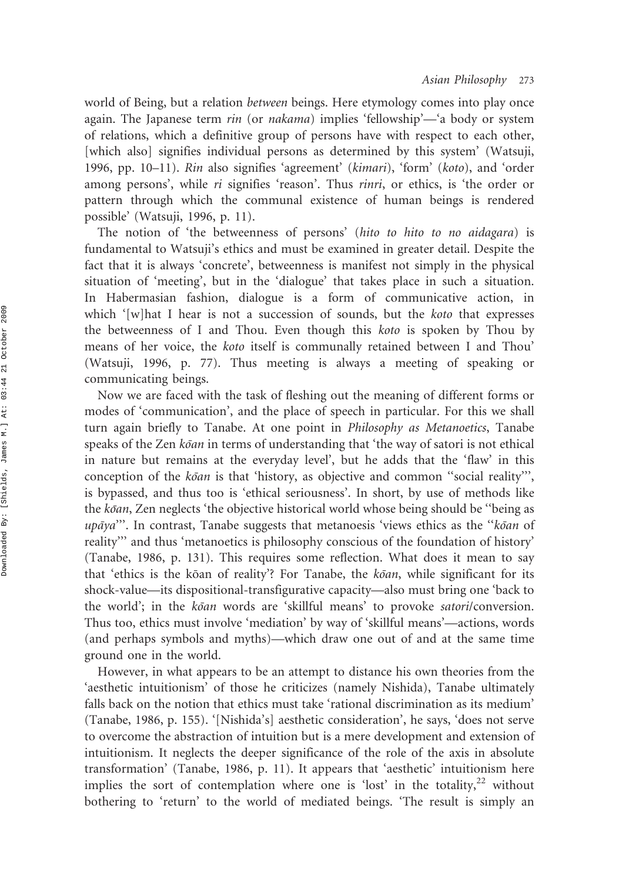world of Being, but a relation *between* beings. Here etymology comes into play once again. The Japanese term *rin* (or *nakama*) implies 'fellowship'—'a body or system of relations, which a definitive group of persons have with respect to each other, [which also] signifies individual persons as determined by this system' (Watsuji, 1996, pp. 10–11). *Rin* also signifies 'agreement' (*kimari*), 'form' (*koto*), and 'order among persons', while *ri* signifies 'reason'. Thus *rinri*, or ethics, is 'the order or pattern through which the communal existence of human beings is rendered possible' (Watsuji, 1996, p. 11).

The notion of 'the betweenness of persons' (*hito to hito to no aidagara*) is fundamental to Watsuji's ethics and must be examined in greater detail. Despite the fact that it is always 'concrete', betweenness is manifest not simply in the physical situation of 'meeting', but in the 'dialogue' that takes place in such a situation. In Habermasian fashion, dialogue is a form of communicative action, in which '[w]hat I hear is not a succession of sounds, but the *koto* that expresses the betweenness of I and Thou. Even though this *koto* is spoken by Thou by means of her voice, the *koto* itself is communally retained between I and Thou' (Watsuji, 1996, p. 77). Thus meeting is always a meeting of speaking or communicating beings.

Now we are faced with the task of fleshing out the meaning of different forms or modes of 'communication', and the place of speech in particular. For this we shall turn again briefly to Tanabe. At one point in *Philosophy as Metanoetics*, Tanabe speaks of the Zen *kōan* in terms of understanding that 'the way of satori is not ethical in nature but remains at the everyday level', but he adds that the 'flaw' in this conception of the *kōan* is that 'history, as objective and common "social reality"', is bypassed, and thus too is 'ethical seriousness'. In short, by use of methods like the *kōan*, Zen neglects 'the objective historical world whose being should be "being as *upāya*"'. In contrast, Tanabe suggests that metanoesis 'views ethics as the "*kōan* of reality"' and thus 'metanoetics is philosophy conscious of the foundation of history' (Tanabe, 1986, p. 131). This requires some reflection. What does it mean to say that 'ethics is the kōan of reality'? For Tanabe, the *kōan*, while significant for its shock-value—its dispositional-transfigurative capacity—also must bring one 'back to the world'; in the *kōan* words are 'skillful means' to provoke *satori*/conversion. Thus too, ethics must involve 'mediation' by way of 'skillful means'—actions, words (and perhaps symbols and myths)—which draw one out of and at the same time ground one in the world.

However, in what appears to be an attempt to distance his own theories from the 'aesthetic intuitionism' of those he criticizes (namely Nishida), Tanabe ultimately falls back on the notion that ethics must take 'rational discrimination as its medium' (Tanabe, 1986, p. 155). '[Nishida's] aesthetic consideration', he says, 'does not serve to overcome the abstraction of intuition but is a mere development and extension of intuitionism. It neglects the deeper significance of the role of the axis in absolute transformation' (Tanabe, 1986, p. 11). It appears that 'aesthetic' intuitionism here implies the sort of contemplation where one is 'lost' in the totality,[22] without bothering to 'return' to the world of mediated beings. 'The result is simply an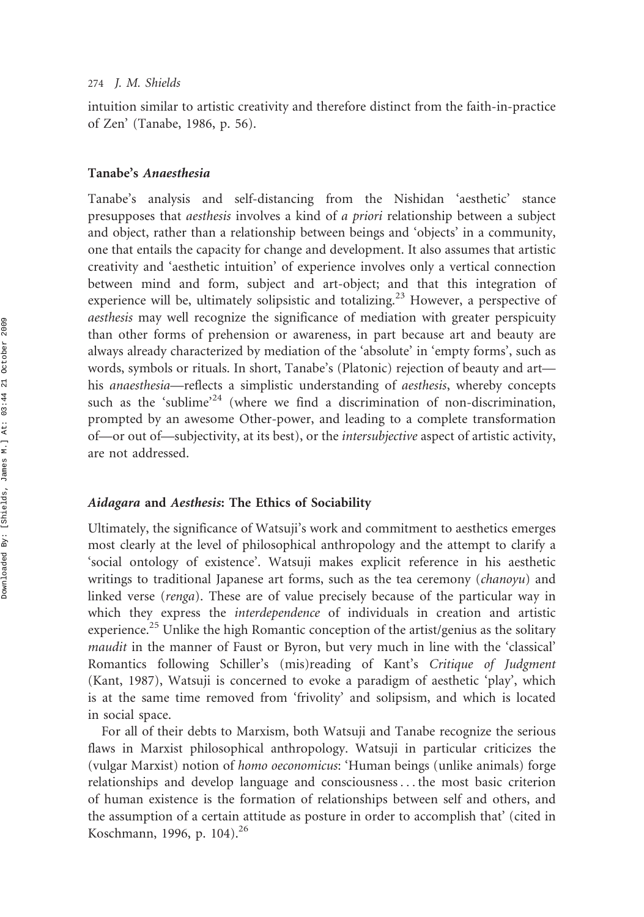intuition similar to artistic creativity and therefore distinct from the faith-in-practice of Zen' (Tanabe, 1986, p. 56).

### Tanabe's *Anaesthesia*

Tanabe's analysis and self-distancing from the Nishidan 'aesthetic' stance presupposes that *aesthesis* involves a kind of *a priori* relationship between a subject and object, rather than a relationship between beings and 'objects' in a community, one that entails the capacity for change and development. It also assumes that artistic creativity and 'aesthetic intuition' of experience involves only a vertical connection between mind and form, subject and art-object; and that this integration of experience will be, ultimately solipsistic and totalizing.[23] However, a perspective of *aesthesis* may well recognize the significance of mediation with greater perspicuity than other forms of prehension or awareness, in part because art and beauty are always already characterized by mediation of the 'absolute' in 'empty forms', such as words, symbols or rituals. In short, Tanabe's (Platonic) rejection of beauty and art—his *anaesthesia*—reflects a simplistic understanding of *aesthesis*, whereby concepts such as the 'sublime'[24] (where we find a discrimination of non-discrimination, prompted by an awesome Other-power, and leading to a complete transformation of—or out of—subjectivity, at its best), or the *intersubjective* aspect of artistic activity, are not addressed.

### *Aidagara* and *Aesthesis*: The Ethics of Sociability

Ultimately, the significance of Watsuji's work and commitment to aesthetics emerges most clearly at the level of philosophical anthropology and the attempt to clarify a 'social ontology of existence'. Watsuji makes explicit reference in his aesthetic writings to traditional Japanese art forms, such as the tea ceremony (*chanoyu*) and linked verse (*renga*). These are of value precisely because of the particular way in which they express the *interdependence* of individuals in creation and artistic experience.[25] Unlike the high Romantic conception of the artist/genius as the solitary *maudit* in the manner of Faust or Byron, but very much in line with the 'classical' Romantics following Schiller's (mis)reading of Kant's *Critique of Judgment* (Kant, 1987), Watsuji is concerned to evoke a paradigm of aesthetic 'play', which is at the same time removed from 'frivolity' and solipsism, and which is located in social space.

For all of their debts to Marxism, both Watsuji and Tanabe recognize the serious flaws in Marxist philosophical anthropology. Watsuji in particular criticizes the (vulgar Marxist) notion of *homo oeconomicus*: 'Human beings (unlike animals) forge relationships and develop language and consciousness . . . the most basic criterion of human existence is the formation of relationships between self and others, and the assumption of a certain attitude as posture in order to accomplish that' (cited in Koschmann, 1996, p. 104).[26]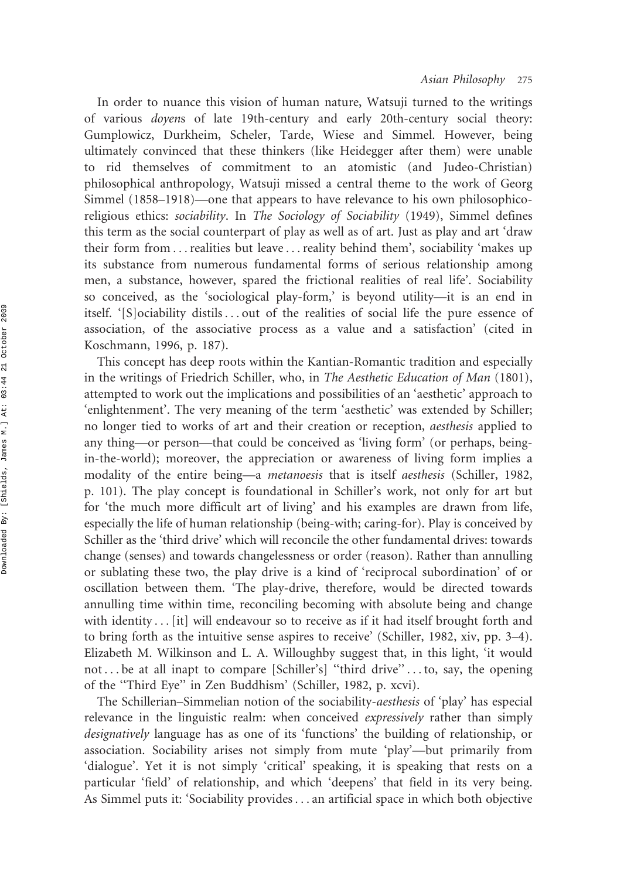In order to nuance this vision of human nature, Watsuji turned to the writings of various *doyen*s of late 19th-century and early 20th-century social theory: Gumplowicz, Durkheim, Scheler, Tarde, Wiese and Simmel. However, being ultimately convinced that these thinkers (like Heidegger after them) were unable to rid themselves of commitment to an atomistic (and Judeo-Christian) philosophical anthropology, Watsuji missed a central theme to the work of Georg Simmel (1858–1918)—one that appears to have relevance to his own philosophico-religious ethics: *sociability*. In *The Sociology of Sociability* (1949), Simmel defines this term as the social counterpart of play as well as of art. Just as play and art 'draw their form from ... realities but leave ... reality behind them', sociability 'makes up its substance from numerous fundamental forms of serious relationship among men, a substance, however, spared the frictional realities of real life'. Sociability so conceived, as the 'sociological play-form,' is beyond utility—it is an end in itself. '[S]ociability distils ... out of the realities of social life the pure essence of association, of the associative process as a value and a satisfaction' (cited in Koschmann, 1996, p. 187).

This concept has deep roots within the Kantian-Romantic tradition and especially in the writings of Friedrich Schiller, who, in *The Aesthetic Education of Man* (1801), attempted to work out the implications and possibilities of an 'aesthetic' approach to 'enlightenment'. The very meaning of the term 'aesthetic' was extended by Schiller; no longer tied to works of art and their creation or reception, *aesthesis* applied to any thing—or person—that could be conceived as 'living form' (or perhaps, being-in-the-world); moreover, the appreciation or awareness of living form implies a modality of the entire being—a *metanoesis* that is itself *aesthesis* (Schiller, 1982, p. 101). The play concept is foundational in Schiller's work, not only for art but for 'the much more difficult art of living' and his examples are drawn from life, especially the life of human relationship (being-with; caring-for). Play is conceived by Schiller as the 'third drive' which will reconcile the other fundamental drives: towards change (senses) and towards changelessness or order (reason). Rather than annulling or sublating these two, the play drive is a kind of 'reciprocal subordination' of or oscillation between them. 'The play-drive, therefore, would be directed towards annulling time within time, reconciling becoming with absolute being and change with identity ... [it] will endeavour so to receive as if it had itself brought forth and to bring forth as the intuitive sense aspires to receive' (Schiller, 1982, xiv, pp. 3–4). Elizabeth M. Wilkinson and L. A. Willoughby suggest that, in this light, 'it would not ... be at all inapt to compare [Schiller's] "third drive" ... to, say, the opening of the "Third Eye" in Zen Buddhism' (Schiller, 1982, p. xcvi).

The Schillerian–Simmelian notion of the sociability-*aesthesis* of 'play' has especial relevance in the linguistic realm: when conceived *expressively* rather than simply *designatively* language has as one of its 'functions' the building of relationship, or association. Sociability arises not simply from mute 'play'—but primarily from 'dialogue'. Yet it is not simply 'critical' speaking, it is speaking that rests on a particular 'field' of relationship, and which 'deepens' that field in its very being. As Simmel puts it: 'Sociability provides ... an artificial space in which both objective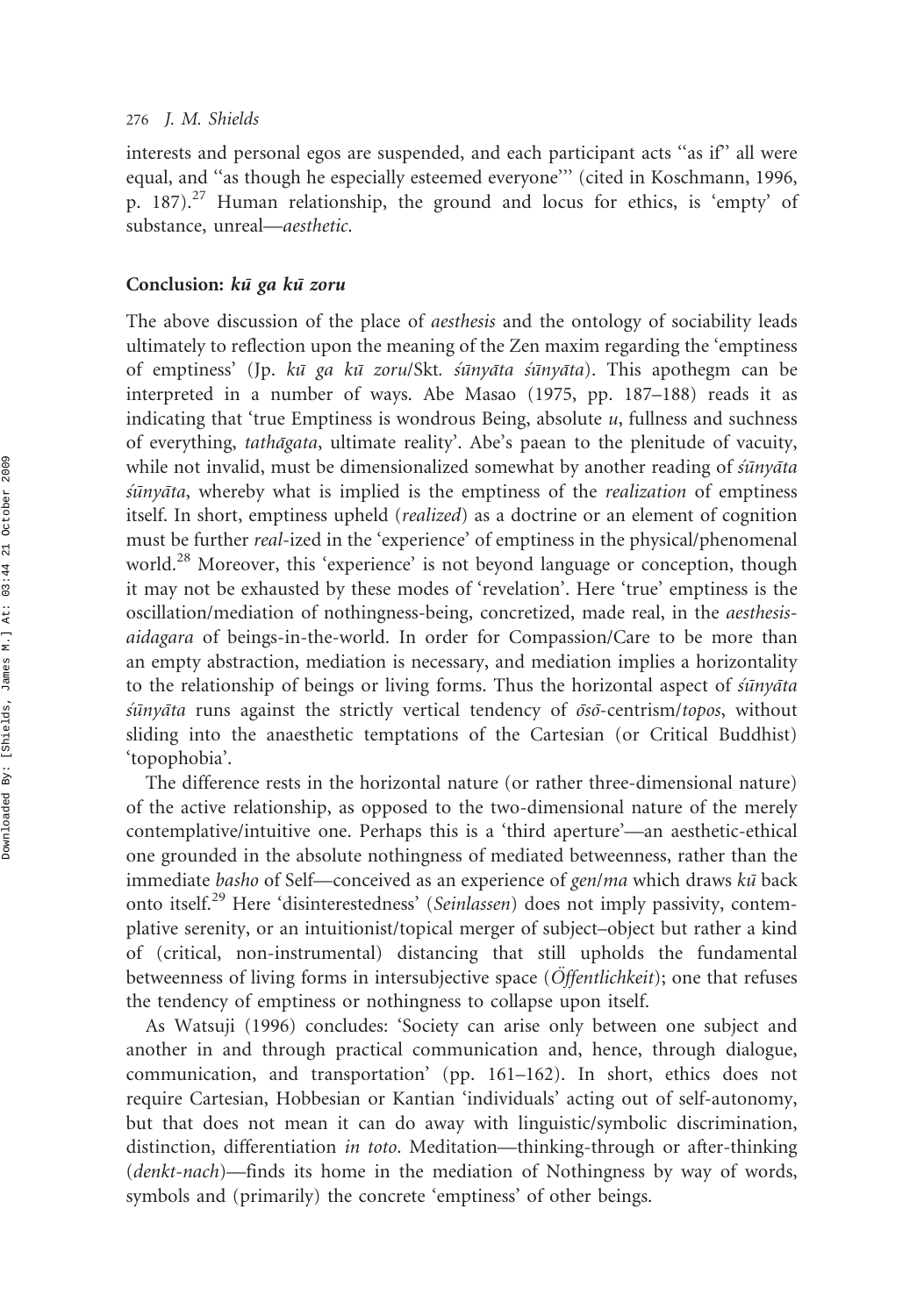interests and personal egos are suspended, and each participant acts ''as if'' all were equal, and ''as though he especially esteemed everyone''' (cited in Koschmann, 1996, p. 187).[27] Human relationship, the ground and locus for ethics, is 'empty' of substance, unreal—*aesthetic*.

## Conclusion: *kū ga kū zoru*

The above discussion of the place of *aesthesis* and the ontology of sociability leads ultimately to reflection upon the meaning of the Zen maxim regarding the 'emptiness of emptiness' (Jp. *kū ga kū zoru*/Skt. *śūnyāta śūnyāta*). This apothegm can be interpreted in a number of ways. Abe Masao (1975, pp. 187–188) reads it as indicating that 'true Emptiness is wondrous Being, absolute *u*, fullness and suchness of everything, *tathāgata*, ultimate reality'. Abe's paean to the plenitude of vacuity, while not invalid, must be dimensionalized somewhat by another reading of *śūnyāta śūnyāta*, whereby what is implied is the emptiness of the *realization* of emptiness itself. In short, emptiness upheld (*realized*) as a doctrine or an element of cognition must be further *real*-ized in the 'experience' of emptiness in the physical/phenomenal world.[28] Moreover, this 'experience' is not beyond language or conception, though it may not be exhausted by these modes of 'revelation'. Here 'true' emptiness is the oscillation/mediation of nothingness-being, concretized, made real, in the *aesthesis-aidagara* of beings-in-the-world. In order for Compassion/Care to be more than an empty abstraction, mediation is necessary, and mediation implies a horizontality to the relationship of beings or living forms. Thus the horizontal aspect of *śūnyāta śūnyāta* runs against the strictly vertical tendency of *ōsō*-centrism/*topos*, without sliding into the anaesthetic temptations of the Cartesian (or Critical Buddhist) 'topophobia'.

The difference rests in the horizontal nature (or rather three-dimensional nature) of the active relationship, as opposed to the two-dimensional nature of the merely contemplative/intuitive one. Perhaps this is a 'third aperture'—an aesthetic-ethical one grounded in the absolute nothingness of mediated betweenness, rather than the immediate *basho* of Self—conceived as an experience of *gen*/*ma* which draws *kū* back onto itself.[29] Here 'disinterestedness' (*Seinlassen*) does not imply passivity, contemplative serenity, or an intuitionist/topical merger of subject–object but rather a kind of (critical, non-instrumental) distancing that still upholds the fundamental betweenness of living forms in intersubjective space (*Öffentlichkeit*); one that refuses the tendency of emptiness or nothingness to collapse upon itself.

As Watsuji (1996) concludes: 'Society can arise only between one subject and another in and through practical communication and, hence, through dialogue, communication, and transportation' (pp. 161–162). In short, ethics does not require Cartesian, Hobbesian or Kantian 'individuals' acting out of self-autonomy, but that does not mean it can do away with linguistic/symbolic discrimination, distinction, differentiation *in toto*. Meditation—thinking-through or after-thinking (*denkt-nach*)—finds its home in the mediation of Nothingness by way of words, symbols and (primarily) the concrete 'emptiness' of other beings.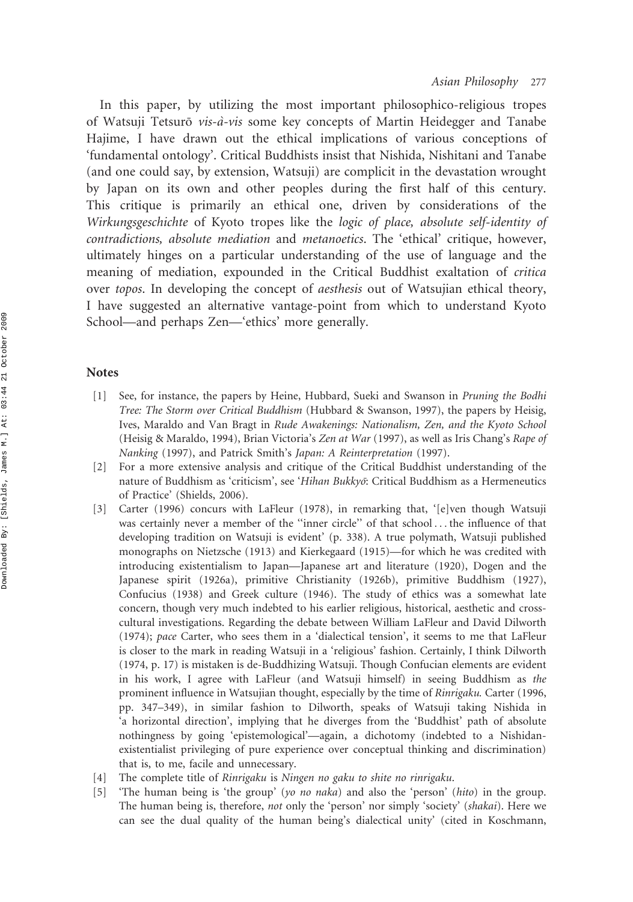In this paper, by utilizing the most important philosophico-religious tropes of Watsuji Tetsurō *vis-à-vis* some key concepts of Martin Heidegger and Tanabe Hajime, I have drawn out the ethical implications of various conceptions of 'fundamental ontology'. Critical Buddhists insist that Nishida, Nishitani and Tanabe (and one could say, by extension, Watsuji) are complicit in the devastation wrought by Japan on its own and other peoples during the first half of this century. This critique is primarily an ethical one, driven by considerations of the *Wirkungsgeschichte* of Kyoto tropes like the *logic of place, absolute self-identity of contradictions, absolute mediation* and *metanoetics*. The 'ethical' critique, however, ultimately hinges on a particular understanding of the use of language and the meaning of mediation, expounded in the Critical Buddhist exaltation of *critica* over *topos*. In developing the concept of *aesthesis* out of Watsujian ethical theory, I have suggested an alternative vantage-point from which to understand Kyoto School—and perhaps Zen—'ethics' more generally.

## Notes

[1] See, for instance, the papers by Heine, Hubbard, Sueki and Swanson in *Pruning the Bodhi Tree: The Storm over Critical Buddhism* (Hubbard & Swanson, 1997), the papers by Heisig, Ives, Maraldo and Van Bragt in *Rude Awakenings: Nationalism, Zen, and the Kyoto School* (Heisig & Maraldo, 1994), Brian Victoria's *Zen at War* (1997), as well as Iris Chang's *Rape of Nanking* (1997), and Patrick Smith's *Japan: A Reinterpretation* (1997).

[2] For a more extensive analysis and critique of the Critical Buddhist understanding of the nature of Buddhism as 'criticism', see '*Hihan Bukkyō*: Critical Buddhism as a Hermeneutics of Practice' (Shields, 2006).

[3] Carter (1996) concurs with LaFleur (1978), in remarking that, '[e]ven though Watsuji was certainly never a member of the ''inner circle'' of that school . . . the influence of that developing tradition on Watsuji is evident' (p. 338). A true polymath, Watsuji published monographs on Nietzsche (1913) and Kierkegaard (1915)—for which he was credited with introducing existentialism to Japan—Japanese art and literature (1920), Dogen and the Japanese spirit (1926a), primitive Christianity (1926b), primitive Buddhism (1927), Confucius (1938) and Greek culture (1946). The study of ethics was a somewhat late concern, though very much indebted to his earlier religious, historical, aesthetic and cross-cultural investigations. Regarding the debate between William LaFleur and David Dilworth (1974); *pace* Carter, who sees them in a 'dialectical tension', it seems to me that LaFleur is closer to the mark in reading Watsuji in a 'religious' fashion. Certainly, I think Dilworth (1974, p. 17) is mistaken is de-Buddhizing Watsuji. Though Confucian elements are evident in his work, I agree with LaFleur (and Watsuji himself) in seeing Buddhism as *the* prominent influence in Watsujian thought, especially by the time of *Rinrigaku.* Carter (1996, pp. 347–349), in similar fashion to Dilworth, speaks of Watsuji taking Nishida in 'a horizontal direction', implying that he diverges from the 'Buddhist' path of absolute nothingness by going 'epistemological'—again, a dichotomy (indebted to a Nishidan-existentialist privileging of pure experience over conceptual thinking and discrimination) that is, to me, facile and unnecessary.

[4] The complete title of *Rinrigaku* is *Ningen no gaku to shite no rinrigaku*.

[5] 'The human being is 'the group' (*yo no naka*) and also the 'person' (*hito*) in the group. The human being is, therefore, *not* only the 'person' nor simply 'society' (*shakai*). Here we can see the dual quality of the human being's dialectical unity' (cited in Koschmann,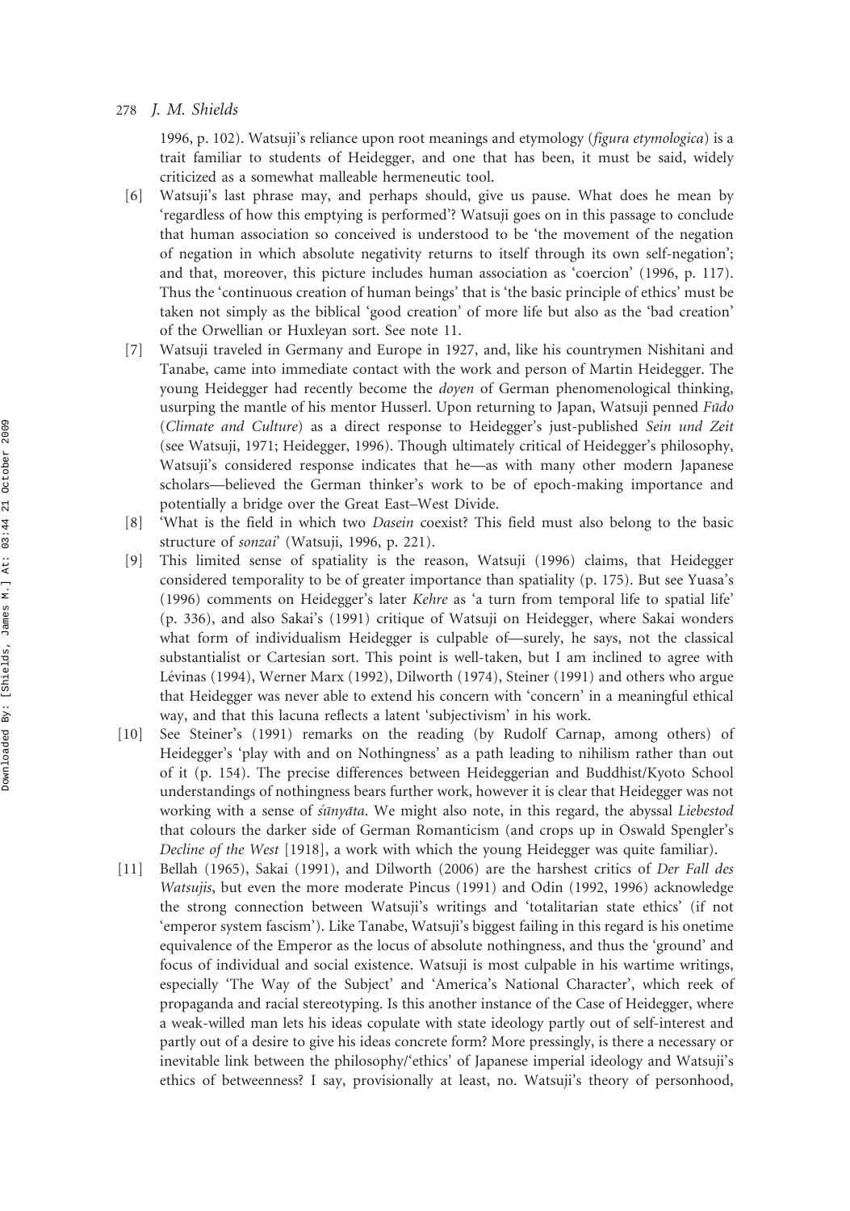1996, p. 102). Watsuji's reliance upon root meanings and etymology (*figura etymologica*) is a trait familiar to students of Heidegger, and one that has been, it must be said, widely criticized as a somewhat malleable hermeneutic tool.

[6] Watsuji's last phrase may, and perhaps should, give us pause. What does he mean by 'regardless of how this emptying is performed'? Watsuji goes on in this passage to conclude that human association so conceived is understood to be 'the movement of the negation of negation in which absolute negativity returns to itself through its own self-negation'; and that, moreover, this picture includes human association as 'coercion' (1996, p. 117). Thus the 'continuous creation of human beings' that is 'the basic principle of ethics' must be taken not simply as the biblical 'good creation' of more life but also as the 'bad creation' of the Orwellian or Huxleyan sort. See note 11.

[7] Watsuji traveled in Germany and Europe in 1927, and, like his countrymen Nishitani and Tanabe, came into immediate contact with the work and person of Martin Heidegger. The young Heidegger had recently become the *doyen* of German phenomenological thinking, usurping the mantle of his mentor Husserl. Upon returning to Japan, Watsuji penned *Fūdo* (*Climate and Culture*) as a direct response to Heidegger's just-published *Sein und Zeit* (see Watsuji, 1971; Heidegger, 1996). Though ultimately critical of Heidegger's philosophy, Watsuji's considered response indicates that he—as with many other modern Japanese scholars—believed the German thinker's work to be of epoch-making importance and potentially a bridge over the Great East–West Divide.

[8] 'What is the field in which two *Dasein* coexist? This field must also belong to the basic structure of *sonzai*' (Watsuji, 1996, p. 221).

[9] This limited sense of spatiality is the reason, Watsuji (1996) claims, that Heidegger considered temporality to be of greater importance than spatiality (p. 175). But see Yuasa's (1996) comments on Heidegger's later *Kehre* as 'a turn from temporal life to spatial life' (p. 336), and also Sakai's (1991) critique of Watsuji on Heidegger, where Sakai wonders what form of individualism Heidegger is culpable of—surely, he says, not the classical substantialist or Cartesian sort. This point is well-taken, but I am inclined to agree with Lévinas (1994), Werner Marx (1992), Dilworth (1974), Steiner (1991) and others who argue that Heidegger was never able to extend his concern with 'concern' in a meaningful ethical way, and that this lacuna reflects a latent 'subjectivism' in his work.

[10] See Steiner's (1991) remarks on the reading (by Rudolf Carnap, among others) of Heidegger's 'play with and on Nothingness' as a path leading to nihilism rather than out of it (p. 154). The precise differences between Heideggerian and Buddhist/Kyoto School understandings of nothingness bears further work, however it is clear that Heidegger was not working with a sense of *śūnyāta*. We might also note, in this regard, the abyssal *Liebestod* that colours the darker side of German Romanticism (and crops up in Oswald Spengler's *Decline of the West* [1918], a work with which the young Heidegger was quite familiar).

[11] Bellah (1965), Sakai (1991), and Dilworth (2006) are the harshest critics of *Der Fall des Watsujis*, but even the more moderate Pincus (1991) and Odin (1992, 1996) acknowledge the strong connection between Watsuji's writings and 'totalitarian state ethics' (if not 'emperor system fascism'). Like Tanabe, Watsuji's biggest failing in this regard is his onetime equivalence of the Emperor as the locus of absolute nothingness, and thus the 'ground' and focus of individual and social existence. Watsuji is most culpable in his wartime writings, especially 'The Way of the Subject' and 'America's National Character', which reek of propaganda and racial stereotyping. Is this another instance of the Case of Heidegger, where a weak-willed man lets his ideas copulate with state ideology partly out of self-interest and partly out of a desire to give his ideas concrete form? More pressingly, is there a necessary or inevitable link between the philosophy/'ethics' of Japanese imperial ideology and Watsuji's ethics of betweenness? I say, provisionally at least, no. Watsuji's theory of personhood,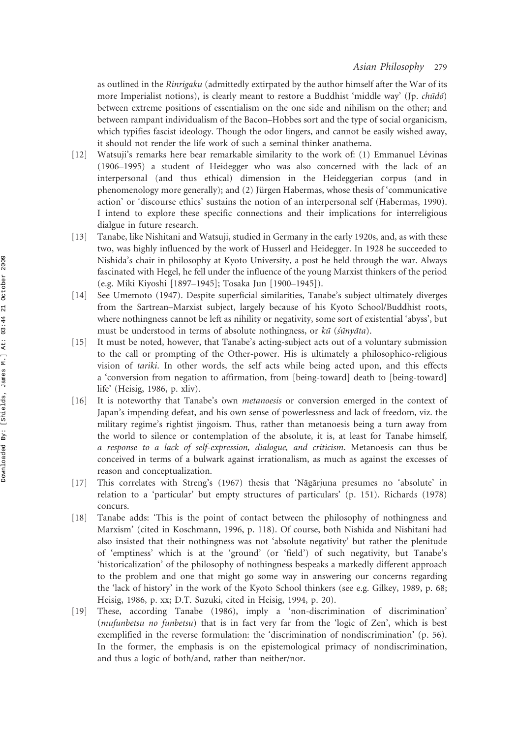as outlined in the *Rinrigaku* (admittedly extirpated by the author himself after the War of its more Imperialist notions), is clearly meant to restore a Buddhist 'middle way' (Jp. *chūdō*) between extreme positions of essentialism on the one side and nihilism on the other; and between rampant individualism of the Bacon–Hobbes sort and the type of social organicism, which typifies fascist ideology. Though the odor lingers, and cannot be easily wished away, it should not render the life work of such a seminal thinker anathema.

[12] Watsuji's remarks here bear remarkable similarity to the work of: (1) Emmanuel Lévinas (1906–1995) a student of Heidegger who was also concerned with the lack of an interpersonal (and thus ethical) dimension in the Heideggerian corpus (and in phenomenology more generally); and (2) Jürgen Habermas, whose thesis of 'communicative action' or 'discourse ethics' sustains the notion of an interpersonal self (Habermas, 1990). I intend to explore these specific connections and their implications for interreligious dialgue in future research.

[13] Tanabe, like Nishitani and Watsuji, studied in Germany in the early 1920s, and, as with these two, was highly influenced by the work of Husserl and Heidegger. In 1928 he succeeded to Nishida's chair in philosophy at Kyoto University, a post he held through the war. Always fascinated with Hegel, he fell under the influence of the young Marxist thinkers of the period (e.g. Miki Kiyoshi [1897–1945]; Tosaka Jun [1900–1945]).

[14] See Umemoto (1947). Despite superficial similarities, Tanabe's subject ultimately diverges from the Sartrean–Marxist subject, largely because of his Kyoto School/Buddhist roots, where nothingness cannot be left as nihility or negativity, some sort of existential 'abyss', but must be understood in terms of absolute nothingness, or *kū* (*śūnyāta*).

[15] It must be noted, however, that Tanabe's acting-subject acts out of a voluntary submission to the call or prompting of the Other-power. His is ultimately a philosophico-religious vision of *tariki*. In other words, the self acts while being acted upon, and this effects a 'conversion from negation to affirmation, from [being-toward] death to [being-toward] life' (Heisig, 1986, p. xliv).

[16] It is noteworthy that Tanabe's own *metanoesis* or conversion emerged in the context of Japan's impending defeat, and his own sense of powerlessness and lack of freedom, viz. the military regime's rightist jingoism. Thus, rather than metanoesis being a turn away from the world to silence or contemplation of the absolute, it is, at least for Tanabe himself, *a response to a lack of self-expression, dialogue, and criticism*. Metanoesis can thus be conceived in terms of a bulwark against irrationalism, as much as against the excesses of reason and conceptualization.

[17] This correlates with Streng's (1967) thesis that 'Nāgārjuna presumes no 'absolute' in relation to a 'particular' but empty structures of particulars' (p. 151). Richards (1978) concurs.

[18] Tanabe adds: 'This is the point of contact between the philosophy of nothingness and Marxism' (cited in Koschmann, 1996, p. 118). Of course, both Nishida and Nishitani had also insisted that their nothingness was not 'absolute negativity' but rather the plenitude of 'emptiness' which is at the 'ground' (or 'field') of such negativity, but Tanabe's 'historicalization' of the philosophy of nothingness bespeaks a markedly different approach to the problem and one that might go some way in answering our concerns regarding the 'lack of history' in the work of the Kyoto School thinkers (see e.g. Gilkey, 1989, p. 68; Heisig, 1986, p. xx; D.T. Suzuki, cited in Heisig, 1994, p. 20).

[19] These, according Tanabe (1986), imply a 'non-discrimination of discrimination' (*mufunbetsu no funbetsu*) that is in fact very far from the 'logic of Zen', which is best exemplified in the reverse formulation: the 'discrimination of nondiscrimination' (p. 56). In the former, the emphasis is on the epistemological primacy of nondiscrimination, and thus a logic of both/and, rather than neither/nor.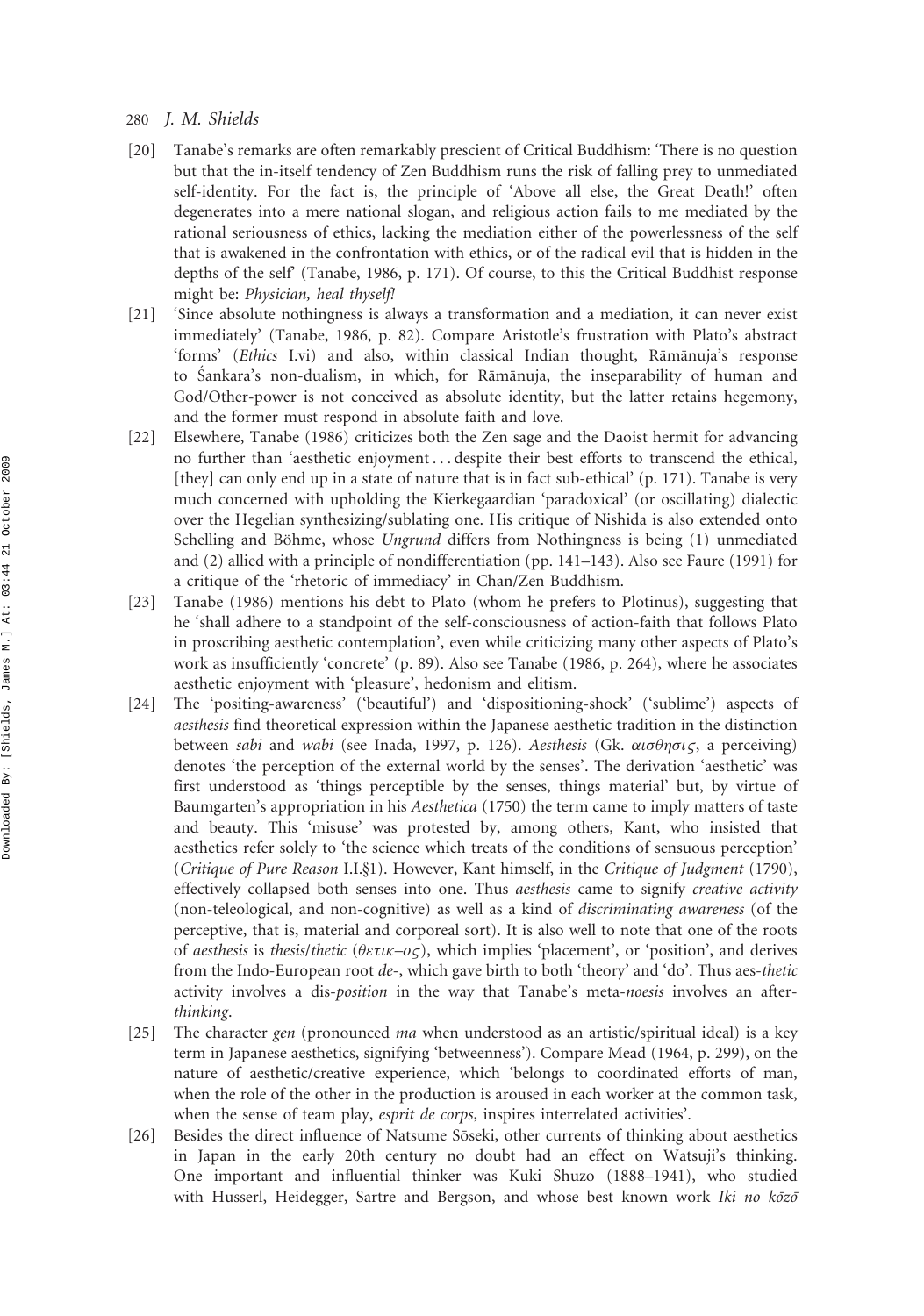[20] Tanabe's remarks are often remarkably prescient of Critical Buddhism: 'There is no question but that the in-itself tendency of Zen Buddhism runs the risk of falling prey to unmediated self-identity. For the fact is, the principle of 'Above all else, the Great Death!' often degenerates into a mere national slogan, and religious action fails to me mediated by the rational seriousness of ethics, lacking the mediation either of the powerlessness of the self that is awakened in the confrontation with ethics, or of the radical evil that is hidden in the depths of the self' (Tanabe, 1986, p. 171). Of course, to this the Critical Buddhist response might be: *Physician, heal thyself!*

[21] 'Since absolute nothingness is always a transformation and a mediation, it can never exist immediately' (Tanabe, 1986, p. 82). Compare Aristotle's frustration with Plato's abstract 'forms' (*Ethics* I.vi) and also, within classical Indian thought, Rāmānuja's response to Śankara's non-dualism, in which, for Rāmānuja, the inseparability of human and God/Other-power is not conceived as absolute identity, but the latter retains hegemony, and the former must respond in absolute faith and love.

[22] Elsewhere, Tanabe (1986) criticizes both the Zen sage and the Daoist hermit for advancing no further than 'aesthetic enjoyment ... despite their best efforts to transcend the ethical, [they] can only end up in a state of nature that is in fact sub-ethical' (p. 171). Tanabe is very much concerned with upholding the Kierkegaardian 'paradoxical' (or oscillating) dialectic over the Hegelian synthesizing/sublating one. His critique of Nishida is also extended onto Schelling and Böhme, whose *Ungrund* differs from Nothingness is being (1) unmediated and (2) allied with a principle of nondifferentiation (pp. 141–143). Also see Faure (1991) for a critique of the 'rhetoric of immediacy' in Chan/Zen Buddhism.

[23] Tanabe (1986) mentions his debt to Plato (whom he prefers to Plotinus), suggesting that he 'shall adhere to a standpoint of the self-consciousness of action-faith that follows Plato in proscribing aesthetic contemplation', even while criticizing many other aspects of Plato's work as insufficiently 'concrete' (p. 89). Also see Tanabe (1986, p. 264), where he associates aesthetic enjoyment with 'pleasure', hedonism and elitism.

[24] The 'positing-awareness' ('beautiful') and 'dispositioning-shock' ('sublime') aspects of *aesthesis* find theoretical expression within the Japanese aesthetic tradition in the distinction between *sabi* and *wabi* (see Inada, 1997, p. 126). *Aesthesis* (Gk. αισθησις, a perceiving) denotes 'the perception of the external world by the senses'. The derivation 'aesthetic' was first understood as 'things perceptible by the senses, things material' but, by virtue of Baumgarten's appropriation in his *Aesthetica* (1750) the term came to imply matters of taste and beauty. This 'misuse' was protested by, among others, Kant, who insisted that aesthetics refer solely to 'the science which treats of the conditions of sensuous perception' (*Critique of Pure Reason* I.I.§1). However, Kant himself, in the *Critique of Judgment* (1790), effectively collapsed both senses into one. Thus *aesthesis* came to signify *creative activity* (non-teleological, and non-cognitive) as well as a kind of *discriminating awareness* (of the perceptive, that is, material and corporeal sort). It is also well to note that one of the roots of *aesthesis* is *thesis/thetic* (θετικ–ος), which implies 'placement', or 'position', and derives from the Indo-European root *de*-, which gave birth to both 'theory' and 'do'. Thus aes-*thetic* activity involves a dis-*position* in the way that Tanabe's meta-*noesis* involves an after-*thinking*.

[25] The character *gen* (pronounced *ma* when understood as an artistic/spiritual ideal) is a key term in Japanese aesthetics, signifying 'betweenness'). Compare Mead (1964, p. 299), on the nature of aesthetic/creative experience, which 'belongs to coordinated efforts of man, when the role of the other in the production is aroused in each worker at the common task, when the sense of team play, *esprit de corps*, inspires interrelated activities'.

[26] Besides the direct influence of Natsume Sōseki, other currents of thinking about aesthetics in Japan in the early 20th century no doubt had an effect on Watsuji's thinking. One important and influential thinker was Kuki Shuzo (1888–1941), who studied with Husserl, Heidegger, Sartre and Bergson, and whose best known work *Iki no kōzō*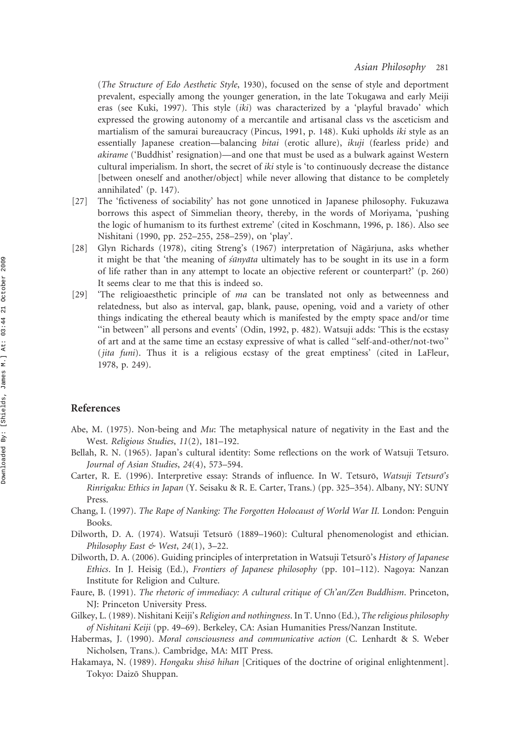(*The Structure of Edo Aesthetic Style*, 1930), focused on the sense of style and deportment prevalent, especially among the younger generation, in the late Tokugawa and early Meiji eras (see Kuki, 1997). This style (*iki*) was characterized by a 'playful bravado' which expressed the growing autonomy of a mercantile and artisanal class vs the asceticism and martialism of the samurai bureaucracy (Pincus, 1991, p. 148). Kuki upholds *iki* style as an essentially Japanese creation—balancing *bitai* (erotic allure), *ikuji* (fearless pride) and *akirame* ('Buddhist' resignation)—and one that must be used as a bulwark against Western cultural imperialism. In short, the secret of *iki* style is 'to continuously decrease the distance [between oneself and another/object] while never allowing that distance to be completely annihilated' (p. 147).

[27] The 'fictiveness of sociability' has not gone unnoticed in Japanese philosophy. Fukuzawa borrows this aspect of Simmelian theory, thereby, in the words of Moriyama, 'pushing the logic of humanism to its furthest extreme' (cited in Koschmann, 1996, p. 186). Also see Nishitani (1990, pp. 252–255, 258–259), on 'play'.

[28] Glyn Richards (1978), citing Streng's (1967) interpretation of Nāgārjuna, asks whether it might be that 'the meaning of *śūnyāta* ultimately has to be sought in its use in a form of life rather than in any attempt to locate an objective referent or counterpart?' (p. 260) It seems clear to me that this is indeed so.

[29] 'The religioaesthetic principle of *ma* can be translated not only as betweenness and relatedness, but also as interval, gap, blank, pause, opening, void and a variety of other things indicating the ethereal beauty which is manifested by the empty space and/or time "in between" all persons and events' (Odin, 1992, p. 482). Watsuji adds: 'This is the ecstasy of art and at the same time an ecstasy expressive of what is called "self-and-other/not-two" (*jita funi*). Thus it is a religious ecstasy of the great emptiness' (cited in LaFleur, 1978, p. 249).

## References

Abe, M. (1975). Non-being and *Mu*: The metaphysical nature of negativity in the East and the West. *Religious Studies*, *11*(2), 181–192.

Bellah, R. N. (1965). Japan's cultural identity: Some reflections on the work of Watsuji Tetsuro. *Journal of Asian Studies*, *24*(4), 573–594.

Carter, R. E. (1996). Interpretive essay: Strands of influence. In W. Tetsurō, *Watsuji Tetsurō's Rinrigaku: Ethics in Japan* (Y. Seisaku & R. E. Carter, Trans.) (pp. 325–354). Albany, NY: SUNY Press.

Chang, I. (1997). *The Rape of Nanking: The Forgotten Holocaust of World War II*. London: Penguin Books.

Dilworth, D. A. (1974). Watsuji Tetsurō (1889–1960): Cultural phenomenologist and ethician. *Philosophy East & West*, *24*(1), 3–22.

Dilworth, D. A. (2006). Guiding principles of interpretation in Watsuji Tetsurō's *History of Japanese Ethics*. In J. Heisig (Ed.), *Frontiers of Japanese philosophy* (pp. 101–112). Nagoya: Nanzan Institute for Religion and Culture.

Faure, B. (1991). *The rhetoric of immediacy: A cultural critique of Ch'an/Zen Buddhism*. Princeton, NJ: Princeton University Press.

Gilkey, L. (1989). Nishitani Keiji's *Religion and nothingness*. In T. Unno (Ed.), *The religious philosophy of Nishitani Keiji* (pp. 49–69). Berkeley, CA: Asian Humanities Press/Nanzan Institute.

Habermas, J. (1990). *Moral consciousness and communicative action* (C. Lenhardt & S. Weber Nicholsen, Trans.). Cambridge, MA: MIT Press.

Hakamaya, N. (1989). *Hongaku shisō hihan* [Critiques of the doctrine of original enlightenment]. Tokyo: Daizō Shuppan.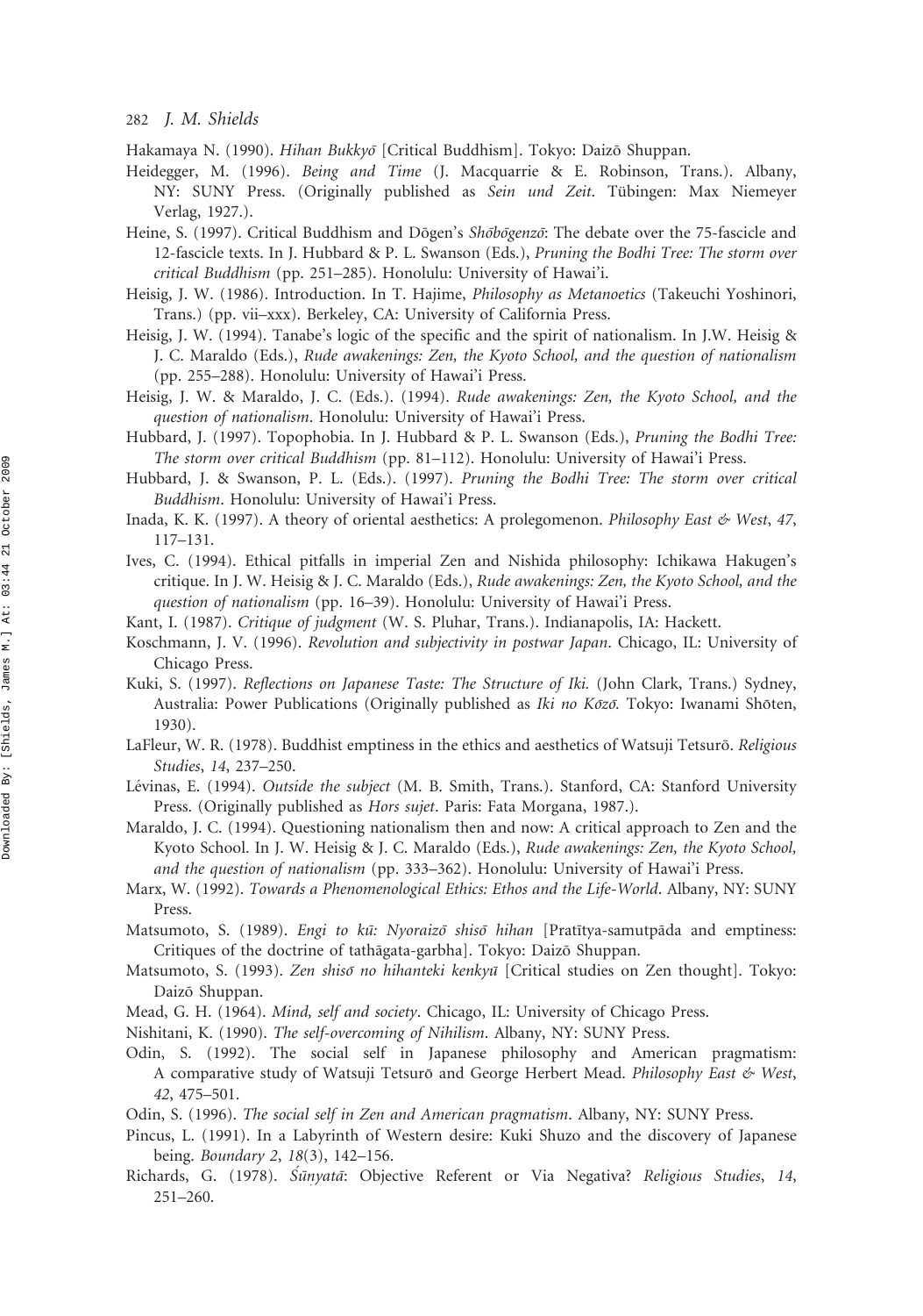Hakamaya N. (1990). *Hihan Bukkyō* [Critical Buddhism]. Tokyo: Daizō Shuppan.

Heidegger, M. (1996). *Being and Time* (J. Macquarrie & E. Robinson, Trans.). Albany, NY: SUNY Press. (Originally published as *Sein und Zeit*. Tübingen: Max Niemeyer Verlag, 1927.).

Heine, S. (1997). Critical Buddhism and Dōgen's *Shōbōgenzō*: The debate over the 75-fascicle and 12-fascicle texts. In J. Hubbard & P. L. Swanson (Eds.), *Pruning the Bodhi Tree: The storm over critical Buddhism* (pp. 251–285). Honolulu: University of Hawai'i.

Heisig, J. W. (1986). Introduction. In T. Hajime, *Philosophy as Metanoetics* (Takeuchi Yoshinori, Trans.) (pp. vii–xxx). Berkeley, CA: University of California Press.

Heisig, J. W. (1994). Tanabe's logic of the specific and the spirit of nationalism. In J.W. Heisig & J. C. Maraldo (Eds.), *Rude awakenings: Zen, the Kyoto School, and the question of nationalism* (pp. 255–288). Honolulu: University of Hawai'i Press.

Heisig, J. W. & Maraldo, J. C. (Eds.). (1994). *Rude awakenings: Zen, the Kyoto School, and the question of nationalism*. Honolulu: University of Hawai'i Press.

Hubbard, J. (1997). Topophobia. In J. Hubbard & P. L. Swanson (Eds.), *Pruning the Bodhi Tree: The storm over critical Buddhism* (pp. 81–112). Honolulu: University of Hawai'i Press.

Hubbard, J. & Swanson, P. L. (Eds.). (1997). *Pruning the Bodhi Tree: The storm over critical Buddhism*. Honolulu: University of Hawai'i Press.

Inada, K. K. (1997). A theory of oriental aesthetics: A prolegomenon. *Philosophy East & West*, *47*, 117–131.

Ives, C. (1994). Ethical pitfalls in imperial Zen and Nishida philosophy: Ichikawa Hakugen's critique. In J. W. Heisig & J. C. Maraldo (Eds.), *Rude awakenings: Zen, the Kyoto School, and the question of nationalism* (pp. 16–39). Honolulu: University of Hawai'i Press.

Kant, I. (1987). *Critique of judgment* (W. S. Pluhar, Trans.). Indianapolis, IA: Hackett.

Koschmann, J. V. (1996). *Revolution and subjectivity in postwar Japan*. Chicago, IL: University of Chicago Press.

Kuki, S. (1997). *Reflections on Japanese Taste: The Structure of Iki.* (John Clark, Trans.) Sydney, Australia: Power Publications (Originally published as *Iki no Kōzō.* Tokyo: Iwanami Shōten, 1930).

LaFleur, W. R. (1978). Buddhist emptiness in the ethics and aesthetics of Watsuji Tetsurō. *Religious Studies*, *14*, 237–250.

Lévinas, E. (1994). *Outside the subject* (M. B. Smith, Trans.). Stanford, CA: Stanford University Press. (Originally published as *Hors sujet*. Paris: Fata Morgana, 1987.).

Maraldo, J. C. (1994). Questioning nationalism then and now: A critical approach to Zen and the Kyoto School. In J. W. Heisig & J. C. Maraldo (Eds.), *Rude awakenings: Zen, the Kyoto School, and the question of nationalism* (pp. 333–362). Honolulu: University of Hawai'i Press.

Marx, W. (1992). *Towards a Phenomenological Ethics: Ethos and the Life-World*. Albany, NY: SUNY Press.

Matsumoto, S. (1989). *Engi to kū: Nyoraizō shisō hihan* [Pratītya-samutpāda and emptiness: Critiques of the doctrine of tathāgata-garbha]. Tokyo: Daizō Shuppan.

Matsumoto, S. (1993). *Zen shisō no hihanteki kenkyū* [Critical studies on Zen thought]. Tokyo: Daizō Shuppan.

Mead, G. H. (1964). *Mind, self and society*. Chicago, IL: University of Chicago Press.

Nishitani, K. (1990). *The self-overcoming of Nihilism*. Albany, NY: SUNY Press.

Odin, S. (1992). The social self in Japanese philosophy and American pragmatism: A comparative study of Watsuji Tetsurō and George Herbert Mead. *Philosophy East & West*, *42*, 475–501.

Odin, S. (1996). *The social self in Zen and American pragmatism*. Albany, NY: SUNY Press.

Pincus, L. (1991). In a Labyrinth of Western desire: Kuki Shuzo and the discovery of Japanese being. *Boundary 2*, *18*(3), 142–156.

Richards, G. (1978). *Śūnyatā*: Objective Referent or Via Negativa? *Religious Studies*, *14*, 251–260.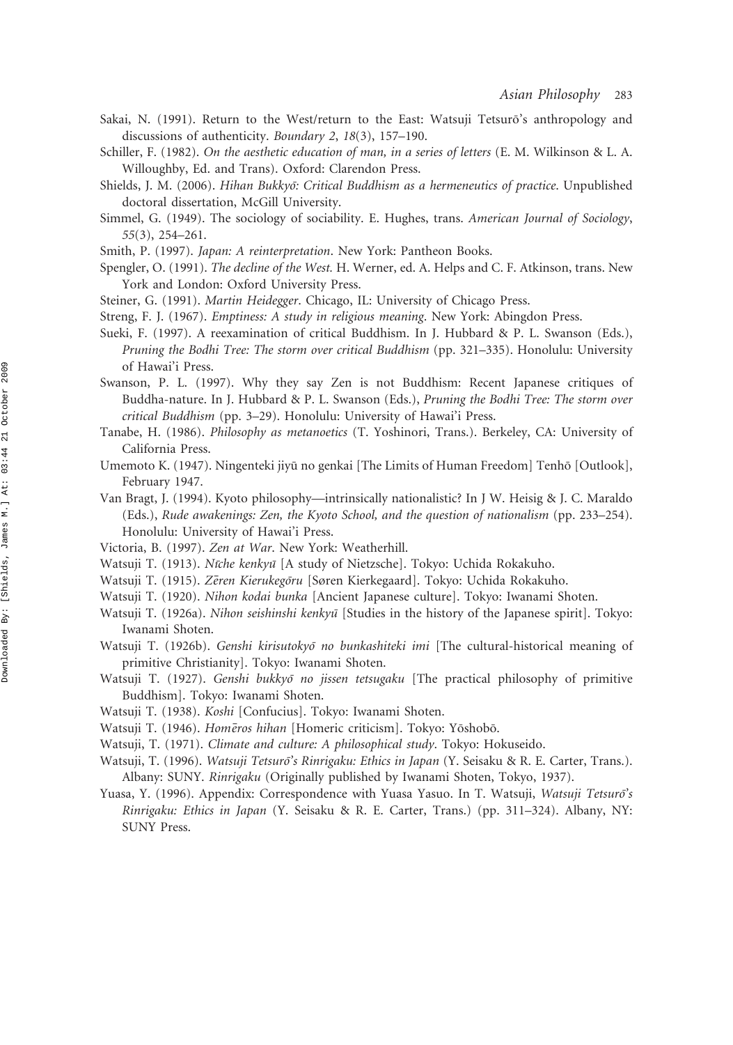Sakai, N. (1991). Return to the West/return to the East: Watsuji Tetsurō's anthropology and discussions of authenticity. *Boundary 2*, *18*(3), 157–190.

Schiller, F. (1982). *On the aesthetic education of man, in a series of letters* (E. M. Wilkinson & L. A. Willoughby, Ed. and Trans). Oxford: Clarendon Press.

Shields, J. M. (2006). *Hihan Bukkyō: Critical Buddhism as a hermeneutics of practice*. Unpublished doctoral dissertation, McGill University.

Simmel, G. (1949). The sociology of sociability. E. Hughes, trans. *American Journal of Sociology*, *55*(3), 254–261.

Smith, P. (1997). *Japan: A reinterpretation*. New York: Pantheon Books.

Spengler, O. (1991). *The decline of the West*. H. Werner, ed. A. Helps and C. F. Atkinson, trans. New York and London: Oxford University Press.

Steiner, G. (1991). *Martin Heidegger*. Chicago, IL: University of Chicago Press.

Streng, F. J. (1967). *Emptiness: A study in religious meaning*. New York: Abingdon Press.

Sueki, F. (1997). A reexamination of critical Buddhism. In J. Hubbard & P. L. Swanson (Eds.), *Pruning the Bodhi Tree: The storm over critical Buddhism* (pp. 321–335). Honolulu: University of Hawai'i Press.

Swanson, P. L. (1997). Why they say Zen is not Buddhism: Recent Japanese critiques of Buddha-nature. In J. Hubbard & P. L. Swanson (Eds.), *Pruning the Bodhi Tree: The storm over critical Buddhism* (pp. 3–29). Honolulu: University of Hawai'i Press.

Tanabe, H. (1986). *Philosophy as metanoetics* (T. Yoshinori, Trans.). Berkeley, CA: University of California Press.

Umemoto K. (1947). Ningenteki jiyū no genkai [The Limits of Human Freedom] Tenhō [Outlook], February 1947.

Van Bragt, J. (1994). Kyoto philosophy—intrinsically nationalistic? In J W. Heisig & J. C. Maraldo (Eds.), *Rude awakenings: Zen, the Kyoto School, and the question of nationalism* (pp. 233–254). Honolulu: University of Hawai'i Press.

Victoria, B. (1997). *Zen at War*. New York: Weatherhill.

Watsuji T. (1913). *Nīche kenkyū* [A study of Nietzsche]. Tokyo: Uchida Rokakuho.

Watsuji T. (1915). *Zēren Kierukegōru* [Søren Kierkegaard]. Tokyo: Uchida Rokakuho.

Watsuji T. (1920). *Nihon kodai bunka* [Ancient Japanese culture]. Tokyo: Iwanami Shoten.

Watsuji T. (1926a). *Nihon seishinshi kenkyū* [Studies in the history of the Japanese spirit]. Tokyo: Iwanami Shoten.

Watsuji T. (1926b). *Genshi kirisutokyō no bunkashiteki imi* [The cultural-historical meaning of primitive Christianity]. Tokyo: Iwanami Shoten.

Watsuji T. (1927). *Genshi bukkyō no jissen tetsugaku* [The practical philosophy of primitive Buddhism]. Tokyo: Iwanami Shoten.

Watsuji T. (1938). *Koshi* [Confucius]. Tokyo: Iwanami Shoten.

Watsuji T. (1946). *Homēros hihan* [Homeric criticism]. Tokyo: Yōshobō.

Watsuji, T. (1971). *Climate and culture: A philosophical study*. Tokyo: Hokuseido.

Watsuji, T. (1996). *Watsuji Tetsurō's Rinrigaku: Ethics in Japan* (Y. Seisaku & R. E. Carter, Trans.). Albany: SUNY. *Rinrigaku* (Originally published by Iwanami Shoten, Tokyo, 1937).

Yuasa, Y. (1996). Appendix: Correspondence with Yuasa Yasuo. In T. Watsuji, *Watsuji Tetsurō's Rinrigaku: Ethics in Japan* (Y. Seisaku & R. E. Carter, Trans.) (pp. 311–324). Albany, NY: SUNY Press.